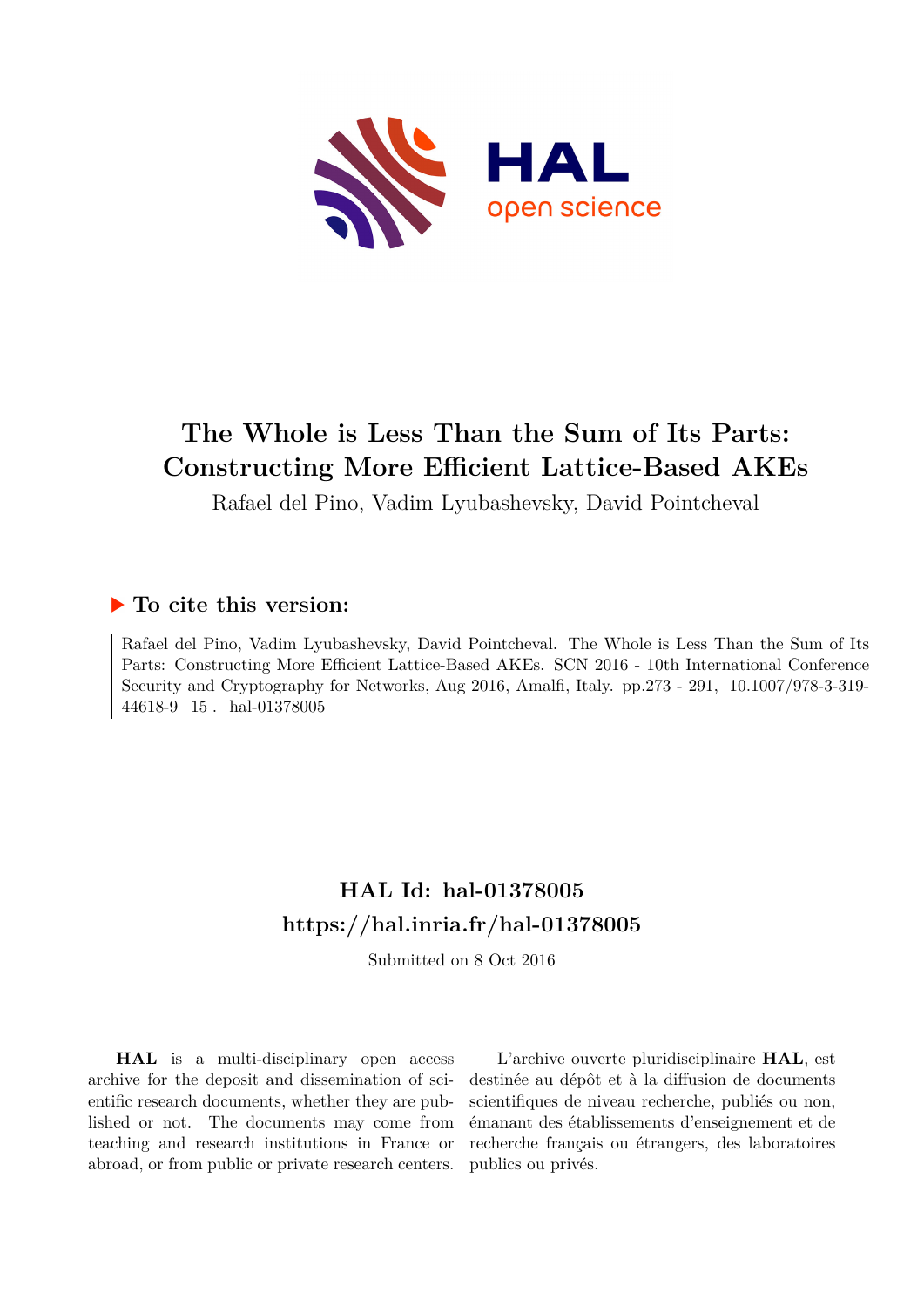# The Whole is Less Than the Sum of Its Parts: Constructing More Efficient Lattice-Based AKEs

Rafael del Pino, Vadim Lyubashevsky, David Pointcheval

## ▶ To cite this version:

Rafael del Pino, Vadim Lyubashevsky, David Pointcheval. The Whole is Less Than the Sum of Its Parts: Constructing More Efficient Lattice-Based AKEs. SCN 2016 - 10th International Conference Security and Cryptography for Networks, Aug 2016, Amalfi, Italy. pp.273 - 291, 10.1007/978-3-319-44618-9_15 . hal-01378005

## HAL Id: hal-01378005
## https://hal.inria.fr/hal-01378005

Submitted on 8 Oct 2016

**HAL** is a multi-disciplinary open access archive for the deposit and dissemination of scientific research documents, whether they are published or not. The documents may come from teaching and research institutions in France or abroad, or from public or private research centers.

L'archive ouverte pluridisciplinaire **HAL**, est destinée au dépôt et à la diffusion de documents scientifiques de niveau recherche, publiés ou non, émanant des établissements d'enseignement et de recherche français ou étrangers, des laboratoires publics ou privés.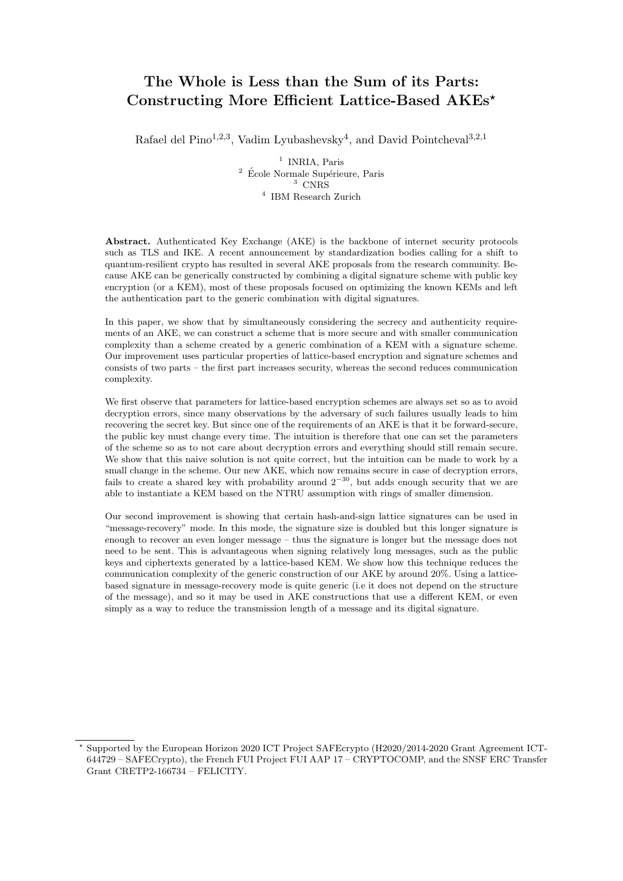# The Whole is Less than the Sum of its Parts: Constructing More Efficient Lattice-Based AKEs*

Rafael del Pino[1,2,3], Vadim Lyubashevsky[4], and David Pointcheval[3,2,1]

[1] INRIA, Paris
[2] École Normale Supérieure, Paris
[3] CNRS
[4] IBM Research Zurich

**Abstract.** Authenticated Key Exchange (AKE) is the backbone of internet security protocols such as TLS and IKE. A recent announcement by standardization bodies calling for a shift to quantum-resilient crypto has resulted in several AKE proposals from the research community. Because AKE can be generically constructed by combining a digital signature scheme with public key encryption (or a KEM), most of these proposals focused on optimizing the known KEMs and left the authentication part to the generic combination with digital signatures.

In this paper, we show that by simultaneously considering the secrecy and authenticity requirements of an AKE, we can construct a scheme that is more secure and with smaller communication complexity than a scheme created by a generic combination of a KEM with a signature scheme. Our improvement uses particular properties of lattice-based encryption and signature schemes and consists of two parts – the first part increases security, whereas the second reduces communication complexity.

We first observe that parameters for lattice-based encryption schemes are always set so as to avoid decryption errors, since many observations by the adversary of such failures usually leads to him recovering the secret key. But since one of the requirements of an AKE is that it be forward-secure, the public key must change every time. The intuition is therefore that one can set the parameters of the scheme so as to not care about decryption errors and everything should still remain secure. We show that this naive solution is not quite correct, but the intuition can be made to work by a small change in the scheme. Our new AKE, which now remains secure in case of decryption errors, fails to create a shared key with probability around $2^{-30}$, but adds enough security that we are able to instantiate a KEM based on the NTRU assumption with rings of smaller dimension.

Our second improvement is showing that certain hash-and-sign lattice signatures can be used in "message-recovery" mode. In this mode, the signature size is doubled but this longer signature is enough to recover an even longer message – thus the signature is longer but the message does not need to be sent. This is advantageous when signing relatively long messages, such as the public keys and ciphertexts generated by a lattice-based KEM. We show how this technique reduces the communication complexity of the generic construction of our AKE by around 20%. Using a lattice-based signature in message-recovery mode is quite generic (i.e it does not depend on the structure of the message), and so it may be used in AKE constructions that use a different KEM, or even simply as a way to reduce the transmission length of a message and its digital signature.

* Supported by the European Horizon 2020 ICT Project SAFEcrypto (H2020/2014-2020 Grant Agreement ICT-644729 – SAFECrypto), the French FUI Project FUI AAP 17 – CRYPTOCOMP, and the SNSF ERC Transfer Grant CRETP2-166734 – FELICITY.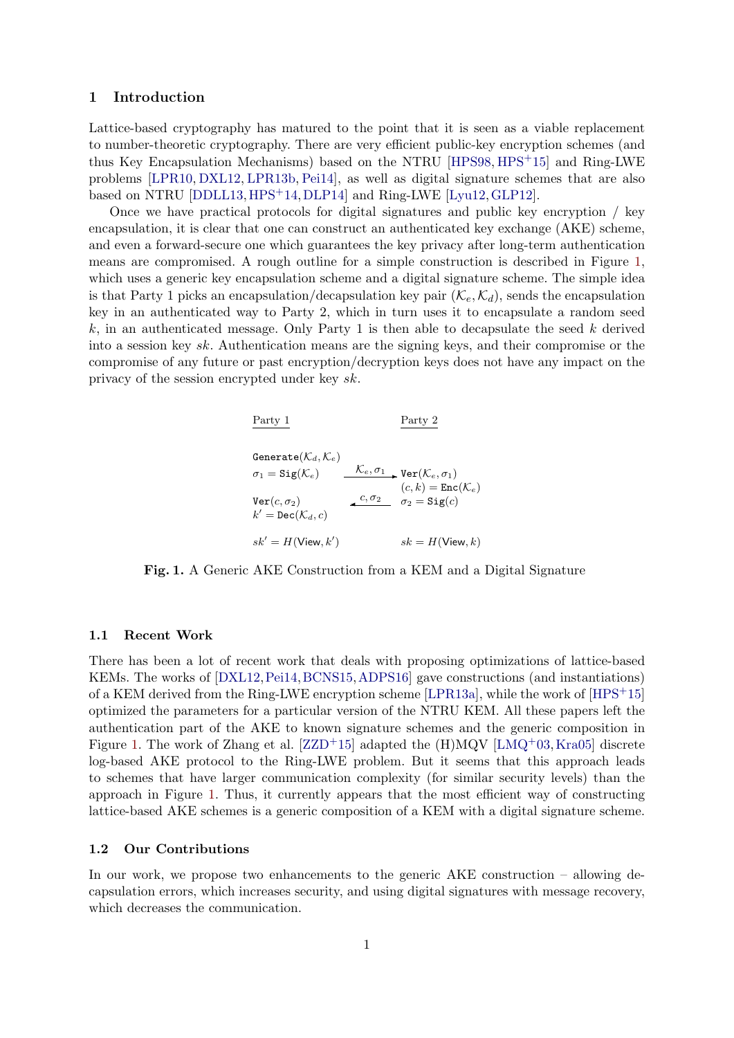## 1 Introduction

Lattice-based cryptography has matured to the point that it is seen as a viable replacement to number-theoretic cryptography. There are very efficient public-key encryption schemes (and thus Key Encapsulation Mechanisms) based on the NTRU [HPS98, HPS+15] and Ring-LWE problems [LPR10, DXL12, LPR13b, Pei14], as well as digital signature schemes that are also based on NTRU [DDLL13, HPS+14, DLP14] and Ring-LWE [Lyu12, GLP12].

Once we have practical protocols for digital signatures and public key encryption / key encapsulation, it is clear that one can construct an authenticated key exchange (AKE) scheme, and even a forward-secure one which guarantees the key privacy after long-term authentication means are compromised. A rough outline for a simple construction is described in Figure 1, which uses a generic key encapsulation scheme and a digital signature scheme. The simple idea is that Party 1 picks an encapsulation/decapsulation key pair $(\mathcal{K}_e, \mathcal{K}_d)$, sends the encapsulation key in an authenticated way to Party 2, which in turn uses it to encapsulate a random seed $k$, in an authenticated message. Only Party 1 is then able to decapsulate the seed $k$ derived into a session key $sk$. Authentication means are the signing keys, and their compromise or the compromise of any future or past encryption/decryption keys does not have any impact on the privacy of the session encrypted under key $sk$.

| Party 1 | | Party 2 |
|---|---|---|
| $\mathtt{Generate}(\mathcal{K}_d, \mathcal{K}_e)$ | | |
| $\sigma_1 = \mathtt{Sig}(\mathcal{K}_e)$ | $\xrightarrow{\mathcal{K}_e, \sigma_1}$ | $\mathtt{Ver}(\mathcal{K}_e, \sigma_1)$ |
| | | $(c, k) = \mathtt{Enc}(\mathcal{K}_e)$ |
| $\mathtt{Ver}(c, \sigma_2)$ | $\xleftarrow{c, \sigma_2}$ | $\sigma_2 = \mathtt{Sig}(c)$ |
| $k' = \mathtt{Dec}(\mathcal{K}_d, c)$ | | |
| $sk' = H(\mathsf{View}, k')$ | | $sk = H(\mathsf{View}, k)$ |

**Fig. 1.** A Generic AKE Construction from a KEM and a Digital Signature

### 1.1 Recent Work

There has been a lot of recent work that deals with proposing optimizations of lattice-based KEMs. The works of [DXL12, Pei14, BCNS15, ADPS16] gave constructions (and instantiations) of a KEM derived from the Ring-LWE encryption scheme [LPR13a], while the work of [HPS+15] optimized the parameters for a particular version of the NTRU KEM. All these papers left the authentication part of the AKE to known signature schemes and the generic composition in Figure 1. The work of Zhang et al. [ZZD+15] adapted the (H)MQV [LMQ+03, Kra05] discrete log-based AKE protocol to the Ring-LWE problem. But it seems that this approach leads to schemes that have larger communication complexity (for similar security levels) than the approach in Figure 1. Thus, it currently appears that the most efficient way of constructing lattice-based AKE schemes is a generic composition of a KEM with a digital signature scheme.

### 1.2 Our Contributions

In our work, we propose two enhancements to the generic AKE construction – allowing decapsulation errors, which increases security, and using digital signatures with message recovery, which decreases the communication.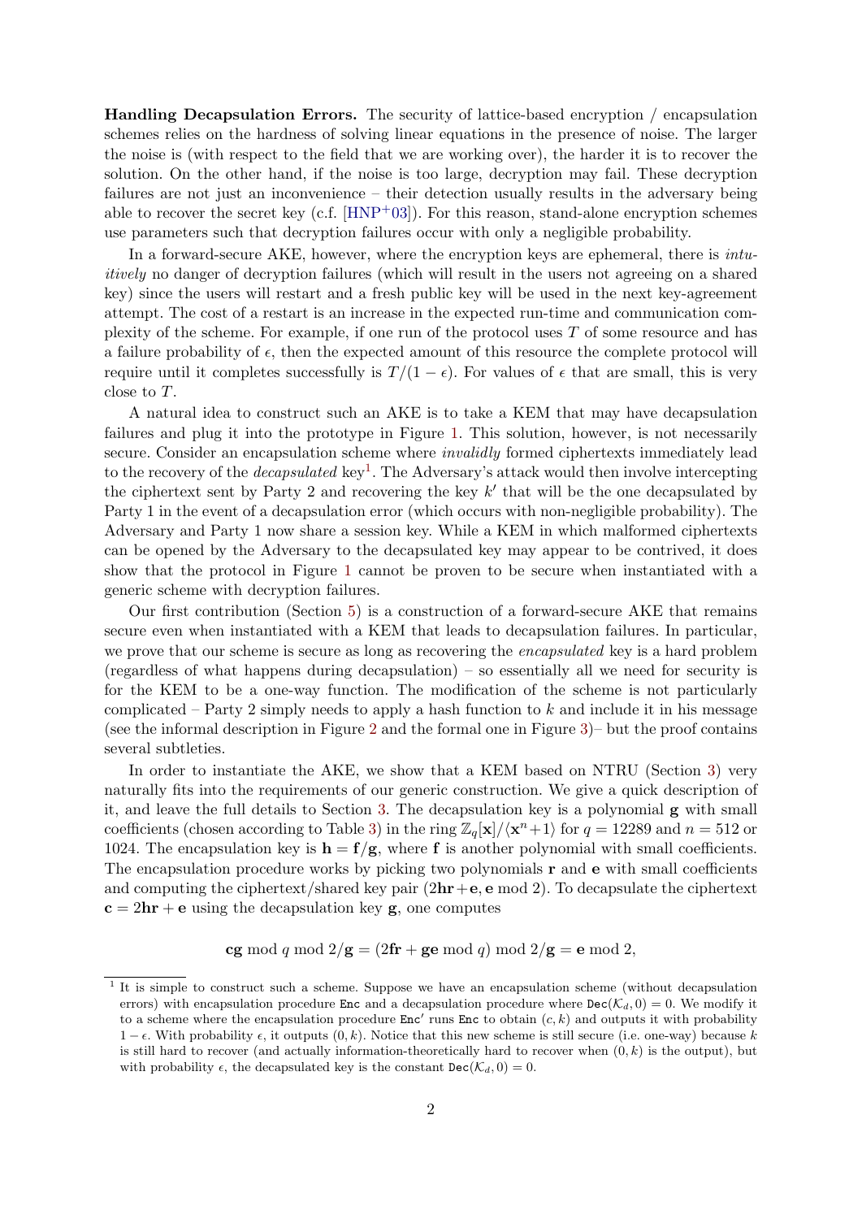**Handling Decapsulation Errors.** The security of lattice-based encryption / encapsulation schemes relies on the hardness of solving linear equations in the presence of noise. The larger the noise is (with respect to the field that we are working over), the harder it is to recover the solution. On the other hand, if the noise is too large, decryption may fail. These decryption failures are not just an inconvenience – their detection usually results in the adversary being able to recover the secret key (c.f. [HNP+03]). For this reason, stand-alone encryption schemes use parameters such that decryption failures occur with only a negligible probability.

In a forward-secure AKE, however, where the encryption keys are ephemeral, there is *intuitively* no danger of decryption failures (which will result in the users not agreeing on a shared key) since the users will restart and a fresh public key will be used in the next key-agreement attempt. The cost of a restart is an increase in the expected run-time and communication complexity of the scheme. For example, if one run of the protocol uses $T$ of some resource and has a failure probability of $\epsilon$, then the expected amount of this resource the complete protocol will require until it completes successfully is $T/(1-\epsilon)$. For values of $\epsilon$ that are small, this is very close to $T$.

A natural idea to construct such an AKE is to take a KEM that may have decapsulation failures and plug it into the prototype in Figure 1. This solution, however, is not necessarily secure. Consider an encapsulation scheme where *invalidly* formed ciphertexts immediately lead to the recovery of the *decapsulated* key[1]. The Adversary's attack would then involve intercepting the ciphertext sent by Party 2 and recovering the key $k'$ that will be the one decapsulated by Party 1 in the event of a decapsulation error (which occurs with non-negligible probability). The Adversary and Party 1 now share a session key. While a KEM in which malformed ciphertexts can be opened by the Adversary to the decapsulated key may appear to be contrived, it does show that the protocol in Figure 1 cannot be proven to be secure when instantiated with a generic scheme with decryption failures.

Our first contribution (Section 5) is a construction of a forward-secure AKE that remains secure even when instantiated with a KEM that leads to decapsulation failures. In particular, we prove that our scheme is secure as long as recovering the *encapsulated* key is a hard problem (regardless of what happens during decapsulation) – so essentially all we need for security is for the KEM to be a one-way function. The modification of the scheme is not particularly complicated – Party 2 simply needs to apply a hash function to $k$ and include it in his message (see the informal description in Figure 2 and the formal one in Figure 3)– but the proof contains several subtleties.

In order to instantiate the AKE, we show that a KEM based on NTRU (Section 3) very naturally fits into the requirements of our generic construction. We give a quick description of it, and leave the full details to Section 3. The decapsulation key is a polynomial $\mathbf{g}$ with small coefficients (chosen according to Table 3) in the ring $\mathbb{Z}_q[\mathbf{x}]/\langle \mathbf{x}^n+1\rangle$ for $q = 12289$ and $n = 512$ or 1024. The encapsulation key is $\mathbf{h} = \mathbf{f}/\mathbf{g}$, where $\mathbf{f}$ is another polynomial with small coefficients. The encapsulation procedure works by picking two polynomials $\mathbf{r}$ and $\mathbf{e}$ with small coefficients and computing the ciphertext/shared key pair $(2\mathbf{hr}+\mathbf{e}, \mathbf{e} \bmod 2)$. To decapsulate the ciphertext $\mathbf{c} = 2\mathbf{hr} + \mathbf{e}$ using the decapsulation key $\mathbf{g}$, one computes

$$\mathbf{cg} \bmod q \bmod 2/\mathbf{g} = (2\mathbf{fr} + \mathbf{ge} \bmod q) \bmod 2/\mathbf{g} = \mathbf{e} \bmod 2,$$

[1] It is simple to construct such a scheme. Suppose we have an encapsulation scheme (without decapsulation errors) with encapsulation procedure `Enc` and a decapsulation procedure where $\mathtt{Dec}(\mathcal{K}_d, 0) = 0$. We modify it to a scheme where the encapsulation procedure `Enc'` runs `Enc` to obtain $(c, k)$ and outputs it with probability $1-\epsilon$. With probability $\epsilon$, it outputs $(0, k)$. Notice that this new scheme is still secure (i.e. one-way) because $k$ is still hard to recover (and actually information-theoretically hard to recover when $(0, k)$ is the output), but with probability $\epsilon$, the decapsulated key is the constant $\mathtt{Dec}(\mathcal{K}_d, 0) = 0$.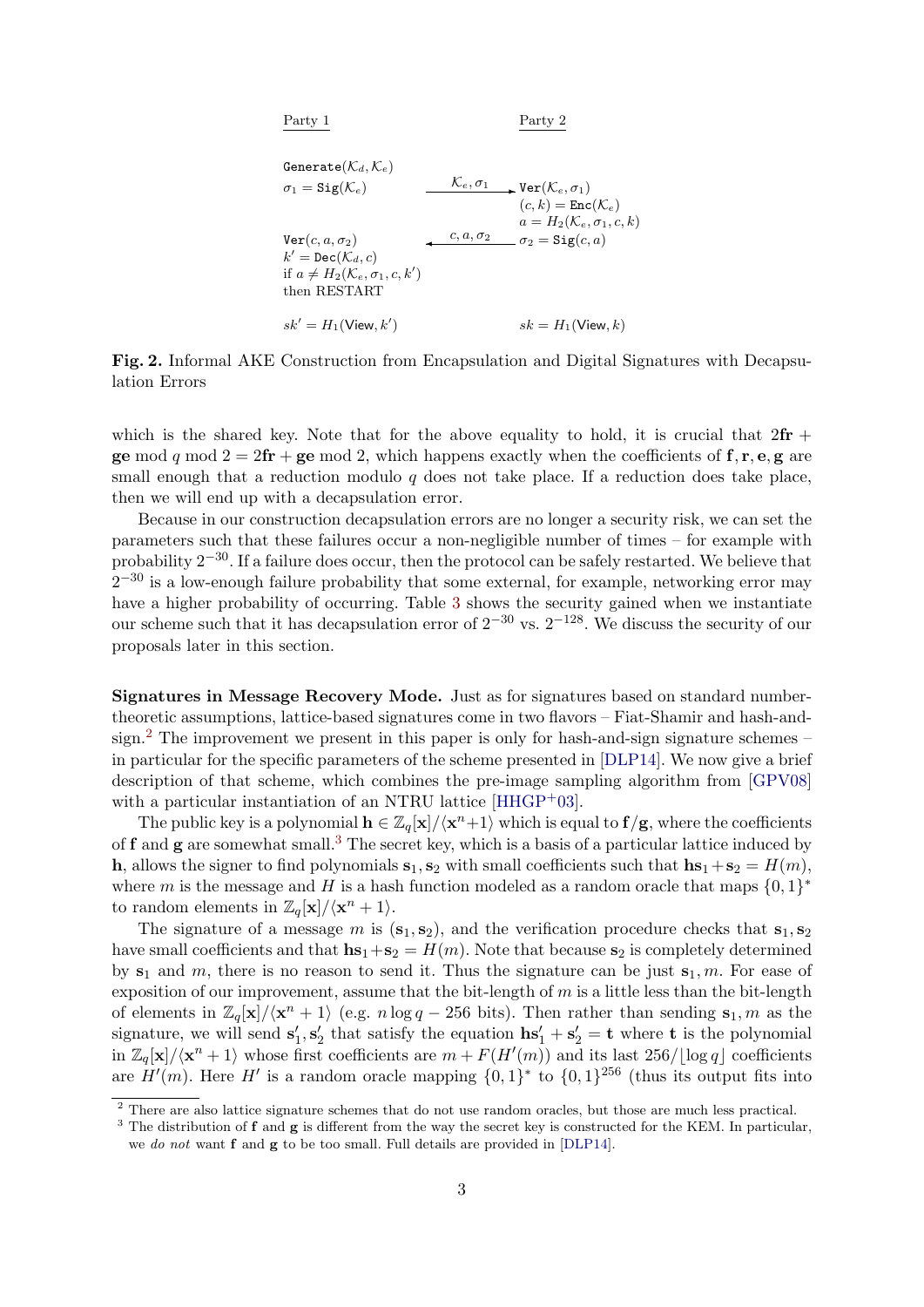| Party 1 | | Party 2 |
|---|---|---|
| $\texttt{Generate}(\mathcal{K}_d, \mathcal{K}_e)$ | | |
| $\sigma_1 = \texttt{Sig}(\mathcal{K}_e)$ | $\xrightarrow{\mathcal{K}_e, \sigma_1}$ | $\texttt{Ver}(\mathcal{K}_e, \sigma_1)$ |
| | | $(c, k) = \texttt{Enc}(\mathcal{K}_e)$ |
| | | $a = H_2(\mathcal{K}_e, \sigma_1, c, k)$ |
| $\texttt{Ver}(c, a, \sigma_2)$ | $\xleftarrow{c, a, \sigma_2}$ | $\sigma_2 = \texttt{Sig}(c, a)$ |
| $k' = \texttt{Dec}(\mathcal{K}_d, c)$ | | |
| if $a \neq H_2(\mathcal{K}_e, \sigma_1, c, k')$ | | |
| then RESTART | | |
| $sk' = H_1(\mathsf{View}, k')$ | | $sk = H_1(\mathsf{View}, k)$ |

**Fig. 2.** Informal AKE Construction from Encapsulation and Digital Signatures with Decapsulation Errors

which is the shared key. Note that for the above equality to hold, it is crucial that $2\mathbf{fr} + \mathbf{ge} \bmod q \bmod 2 = 2\mathbf{fr} + \mathbf{ge} \bmod 2$, which happens exactly when the coefficients of $\mathbf{f}, \mathbf{r}, \mathbf{e}, \mathbf{g}$ are small enough that a reduction modulo $q$ does not take place. If a reduction does take place, then we will end up with a decapsulation error.

Because in our construction decapsulation errors are no longer a security risk, we can set the parameters such that these failures occur a non-negligible number of times – for example with probability $2^{-30}$. If a failure does occur, then the protocol can be safely restarted. We believe that $2^{-30}$ is a low-enough failure probability that some external, for example, networking error may have a higher probability of occurring. Table 3 shows the security gained when we instantiate our scheme such that it has decapsulation error of $2^{-30}$ vs. $2^{-128}$. We discuss the security of our proposals later in this section.

**Signatures in Message Recovery Mode.** Just as for signatures based on standard number-theoretic assumptions, lattice-based signatures come in two flavors – Fiat-Shamir and hash-and-sign.[2] The improvement we present in this paper is only for hash-and-sign signature schemes – in particular for the specific parameters of the scheme presented in [DLP14]. We now give a brief description of that scheme, which combines the pre-image sampling algorithm from [GPV08] with a particular instantiation of an NTRU lattice [HHGP+03].

The public key is a polynomial $\mathbf{h} \in \mathbb{Z}_q[\mathbf{x}]/\langle \mathbf{x}^n+1 \rangle$ which is equal to $\mathbf{f}/\mathbf{g}$, where the coefficients of $\mathbf{f}$ and $\mathbf{g}$ are somewhat small.[3] The secret key, which is a basis of a particular lattice induced by $\mathbf{h}$, allows the signer to find polynomials $\mathbf{s}_1, \mathbf{s}_2$ with small coefficients such that $\mathbf{hs}_1 + \mathbf{s}_2 = H(m)$, where $m$ is the message and $H$ is a hash function modeled as a random oracle that maps $\{0,1\}^*$ to random elements in $\mathbb{Z}_q[\mathbf{x}]/\langle \mathbf{x}^n + 1 \rangle$.

The signature of a message $m$ is $(\mathbf{s}_1, \mathbf{s}_2)$, and the verification procedure checks that $\mathbf{s}_1, \mathbf{s}_2$ have small coefficients and that $\mathbf{hs}_1 + \mathbf{s}_2 = H(m)$. Note that because $\mathbf{s}_2$ is completely determined by $\mathbf{s}_1$ and $m$, there is no reason to send it. Thus the signature can be just $\mathbf{s}_1, m$. For ease of exposition of our improvement, assume that the bit-length of $m$ is a little less than the bit-length of elements in $\mathbb{Z}_q[\mathbf{x}]/\langle \mathbf{x}^n + 1 \rangle$ (e.g. $n \log q - 256$ bits). Then rather than sending $\mathbf{s}_1, m$ as the signature, we will send $\mathbf{s}'_1, \mathbf{s}'_2$ that satisfy the equation $\mathbf{hs}'_1 + \mathbf{s}'_2 = \mathbf{t}$ where $\mathbf{t}$ is the polynomial in $\mathbb{Z}_q[\mathbf{x}]/\langle \mathbf{x}^n + 1 \rangle$ whose first coefficients are $m + F(H'(m))$ and its last $256/\lfloor \log q \rfloor$ coefficients are $H'(m)$. Here $H'$ is a random oracle mapping $\{0,1\}^*$ to $\{0,1\}^{256}$ (thus its output fits into

[2] There are also lattice signature schemes that do not use random oracles, but those are much less practical.

[3] The distribution of $\mathbf{f}$ and $\mathbf{g}$ is different from the way the secret key is constructed for the KEM. In particular, we *do not* want $\mathbf{f}$ and $\mathbf{g}$ to be too small. Full details are provided in [DLP14].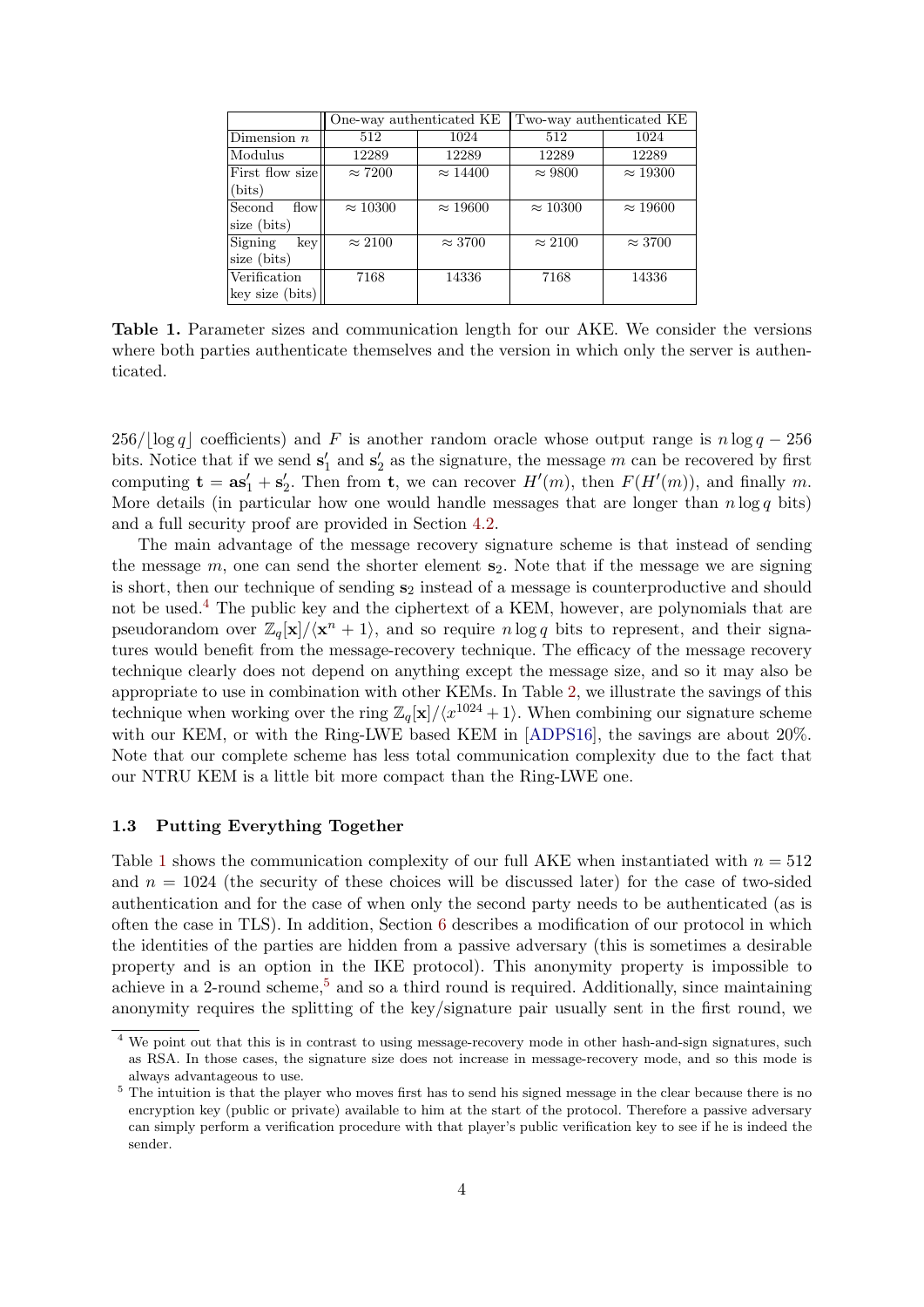| | One-way authenticated KE | | Two-way authenticated KE | |
|---|---|---|---|---|
| Dimension $n$ | 512 | 1024 | 512 | 1024 |
| Modulus | 12289 | 12289 | 12289 | 12289 |
| First flow size (bits) | $\approx 7200$ | $\approx 14400$ | $\approx 9800$ | $\approx 19300$ |
| Second flow size (bits) | $\approx 10300$ | $\approx 19600$ | $\approx 10300$ | $\approx 19600$ |
| Signing key size (bits) | $\approx 2100$ | $\approx 3700$ | $\approx 2100$ | $\approx 3700$ |
| Verification key size (bits) | 7168 | 14336 | 7168 | 14336 |

**Table 1.** Parameter sizes and communication length for our AKE. We consider the versions where both parties authenticate themselves and the version in which only the server is authenticated.

$256/\lfloor \log q \rfloor$ coefficients) and $F$ is another random oracle whose output range is $n \log q - 256$ bits. Notice that if we send $\mathbf{s}'_1$ and $\mathbf{s}'_2$ as the signature, the message $m$ can be recovered by first computing $\mathbf{t} = \mathbf{a}\mathbf{s}'_1 + \mathbf{s}'_2$. Then from $\mathbf{t}$, we can recover $H'(m)$, then $F(H'(m))$, and finally $m$. More details (in particular how one would handle messages that are longer than $n \log q$ bits) and a full security proof are provided in Section 4.2.

The main advantage of the message recovery signature scheme is that instead of sending the message $m$, one can send the shorter element $\mathbf{s}_2$. Note that if the message we are signing is short, then our technique of sending $\mathbf{s}_2$ instead of a message is counterproductive and should not be used.[4] The public key and the ciphertext of a KEM, however, are polynomials that are pseudorandom over $\mathbb{Z}_q[\mathbf{x}]/\langle \mathbf{x}^n + 1 \rangle$, and so require $n \log q$ bits to represent, and their signatures would benefit from the message-recovery technique. The efficacy of the message recovery technique clearly does not depend on anything except the message size, and so it may also be appropriate to use in combination with other KEMs. In Table 2, we illustrate the savings of this technique when working over the ring $\mathbb{Z}_q[\mathbf{x}]/\langle x^{1024} + 1 \rangle$. When combining our signature scheme with our KEM, or with the Ring-LWE based KEM in [ADPS16], the savings are about 20%. Note that our complete scheme has less total communication complexity due to the fact that our NTRU KEM is a little bit more compact than the Ring-LWE one.

### 1.3 Putting Everything Together

Table 1 shows the communication complexity of our full AKE when instantiated with $n = 512$ and $n = 1024$ (the security of these choices will be discussed later) for the case of two-sided authentication and for the case of when only the second party needs to be authenticated (as is often the case in TLS). In addition, Section 6 describes a modification of our protocol in which the identities of the parties are hidden from a passive adversary (this is sometimes a desirable property and is an option in the IKE protocol). This anonymity property is impossible to achieve in a 2-round scheme,[5] and so a third round is required. Additionally, since maintaining anonymity requires the splitting of the key/signature pair usually sent in the first round, we

---

[4] We point out that this is in contrast to using message-recovery mode in other hash-and-sign signatures, such as RSA. In those cases, the signature size does not increase in message-recovery mode, and so this mode is always advantageous to use.

[5] The intuition is that the player who moves first has to send his signed message in the clear because there is no encryption key (public or private) available to him at the start of the protocol. Therefore a passive adversary can simply perform a verification procedure with that player's public verification key to see if he is indeed the sender.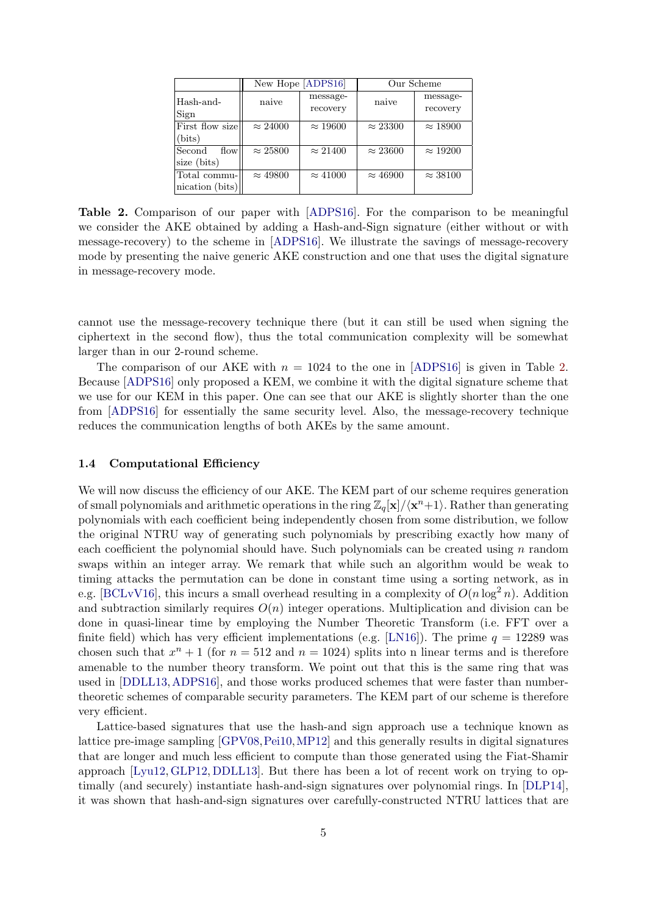| | New Hope [ADPS16] | | Our Scheme | |
|---|---|---|---|---|
| Hash-and-Sign | naive | message-recovery | naive | message-recovery |
| First flow size (bits) | $\approx 24000$ | $\approx 19600$ | $\approx 23300$ | $\approx 18900$ |
| Second flow size (bits) | $\approx 25800$ | $\approx 21400$ | $\approx 23600$ | $\approx 19200$ |
| Total communication (bits) | $\approx 49800$ | $\approx 41000$ | $\approx 46900$ | $\approx 38100$ |

**Table 2.** Comparison of our paper with [ADPS16]. For the comparison to be meaningful we consider the AKE obtained by adding a Hash-and-Sign signature (either without or with message-recovery) to the scheme in [ADPS16]. We illustrate the savings of message-recovery mode by presenting the naive generic AKE construction and one that uses the digital signature in message-recovery mode.

cannot use the message-recovery technique there (but it can still be used when signing the ciphertext in the second flow), thus the total communication complexity will be somewhat larger than in our 2-round scheme.

The comparison of our AKE with $n = 1024$ to the one in [ADPS16] is given in Table 2. Because [ADPS16] only proposed a KEM, we combine it with the digital signature scheme that we use for our KEM in this paper. One can see that our AKE is slightly shorter than the one from [ADPS16] for essentially the same security level. Also, the message-recovery technique reduces the communication lengths of both AKEs by the same amount.

### 1.4 Computational Efficiency

We will now discuss the efficiency of our AKE. The KEM part of our scheme requires generation of small polynomials and arithmetic operations in the ring $\mathbb{Z}_q[\mathbf{x}]/\langle \mathbf{x}^n+1\rangle$. Rather than generating polynomials with each coefficient being independently chosen from some distribution, we follow the original NTRU way of generating such polynomials by prescribing exactly how many of each coefficient the polynomial should have. Such polynomials can be created using $n$ random swaps within an integer array. We remark that while such an algorithm would be weak to timing attacks the permutation can be done in constant time using a sorting network, as in e.g. [BCLvV16], this incurs a small overhead resulting in a complexity of $O(n \log^2 n)$. Addition and subtraction similarly requires $O(n)$ integer operations. Multiplication and division can be done in quasi-linear time by employing the Number Theoretic Transform (i.e. FFT over a finite field) which has very efficient implementations (e.g. [LN16]). The prime $q = 12289$ was chosen such that $x^n + 1$ (for $n = 512$ and $n = 1024$) splits into n linear terms and is therefore amenable to the number theory transform. We point out that this is the same ring that was used in [DDLL13, ADPS16], and those works produced schemes that were faster than number-theoretic schemes of comparable security parameters. The KEM part of our scheme is therefore very efficient.

Lattice-based signatures that use the hash-and sign approach use a technique known as lattice pre-image sampling [GPV08, Pei10, MP12] and this generally results in digital signatures that are longer and much less efficient to compute than those generated using the Fiat-Shamir approach [Lyu12, GLP12, DDLL13]. But there has been a lot of recent work on trying to optimally (and securely) instantiate hash-and-sign signatures over polynomial rings. In [DLP14], it was shown that hash-and-sign signatures over carefully-constructed NTRU lattices that are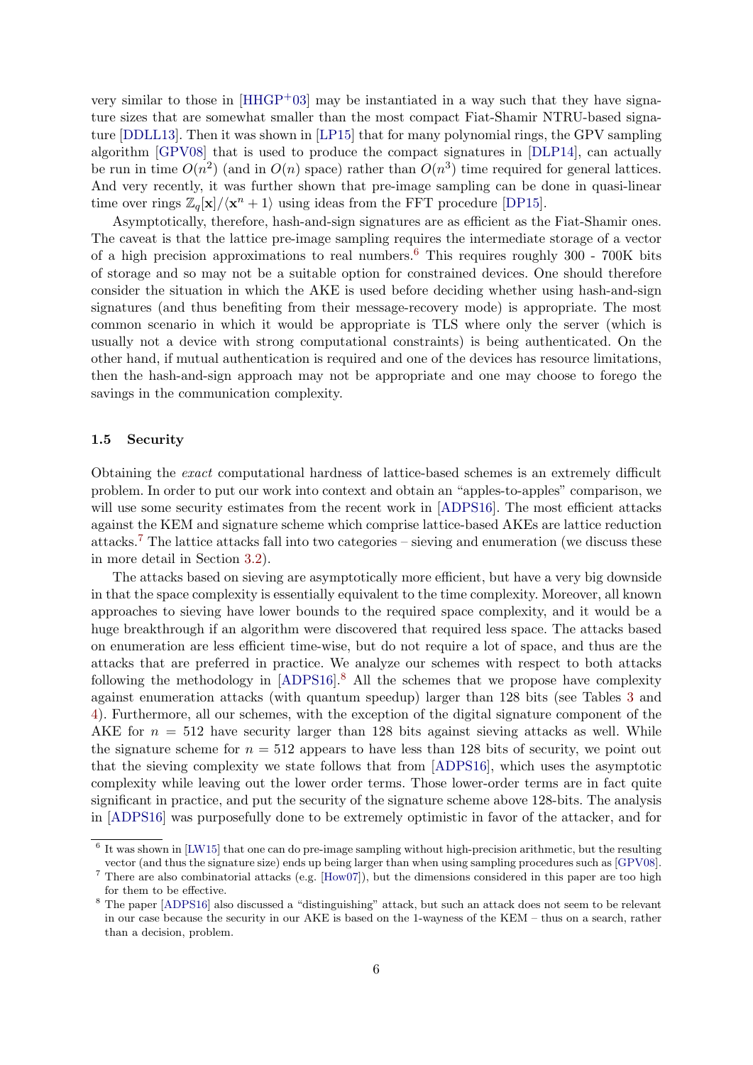very similar to those in [HHGP+03] may be instantiated in a way such that they have signature sizes that are somewhat smaller than the most compact Fiat-Shamir NTRU-based signature [DDLL13]. Then it was shown in [LP15] that for many polynomial rings, the GPV sampling algorithm [GPV08] that is used to produce the compact signatures in [DLP14], can actually be run in time $O(n^2)$ (and in $O(n)$ space) rather than $O(n^3)$ time required for general lattices. And very recently, it was further shown that pre-image sampling can be done in quasi-linear time over rings $\mathbb{Z}_q[\mathbf{x}]/\langle \mathbf{x}^n + 1\rangle$ using ideas from the FFT procedure [DP15].

Asymptotically, therefore, hash-and-sign signatures are as efficient as the Fiat-Shamir ones. The caveat is that the lattice pre-image sampling requires the intermediate storage of a vector of a high precision approximations to real numbers.[6] This requires roughly 300 - 700K bits of storage and so may not be a suitable option for constrained devices. One should therefore consider the situation in which the AKE is used before deciding whether using hash-and-sign signatures (and thus benefiting from their message-recovery mode) is appropriate. The most common scenario in which it would be appropriate is TLS where only the server (which is usually not a device with strong computational constraints) is being authenticated. On the other hand, if mutual authentication is required and one of the devices has resource limitations, then the hash-and-sign approach may not be appropriate and one may choose to forego the savings in the communication complexity.

### 1.5 Security

Obtaining the *exact* computational hardness of lattice-based schemes is an extremely difficult problem. In order to put our work into context and obtain an "apples-to-apples" comparison, we will use some security estimates from the recent work in [ADPS16]. The most efficient attacks against the KEM and signature scheme which comprise lattice-based AKEs are lattice reduction attacks.[7] The lattice attacks fall into two categories – sieving and enumeration (we discuss these in more detail in Section 3.2).

The attacks based on sieving are asymptotically more efficient, but have a very big downside in that the space complexity is essentially equivalent to the time complexity. Moreover, all known approaches to sieving have lower bounds to the required space complexity, and it would be a huge breakthrough if an algorithm were discovered that required less space. The attacks based on enumeration are less efficient time-wise, but do not require a lot of space, and thus are the attacks that are preferred in practice. We analyze our schemes with respect to both attacks following the methodology in [ADPS16].[8] All the schemes that we propose have complexity against enumeration attacks (with quantum speedup) larger than 128 bits (see Tables 3 and 4). Furthermore, all our schemes, with the exception of the digital signature component of the AKE for $n = 512$ have security larger than 128 bits against sieving attacks as well. While the signature scheme for $n = 512$ appears to have less than 128 bits of security, we point out that the sieving complexity we state follows that from [ADPS16], which uses the asymptotic complexity while leaving out the lower order terms. Those lower-order terms are in fact quite significant in practice, and put the security of the signature scheme above 128-bits. The analysis in [ADPS16] was purposefully done to be extremely optimistic in favor of the attacker, and for

[6] It was shown in [LW15] that one can do pre-image sampling without high-precision arithmetic, but the resulting vector (and thus the signature size) ends up being larger than when using sampling procedures such as [GPV08].

[7] There are also combinatorial attacks (e.g. [How07]), but the dimensions considered in this paper are too high for them to be effective.

[8] The paper [ADPS16] also discussed a "distinguishing" attack, but such an attack does not seem to be relevant in our case because the security in our AKE is based on the 1-wayness of the KEM – thus on a search, rather than a decision, problem.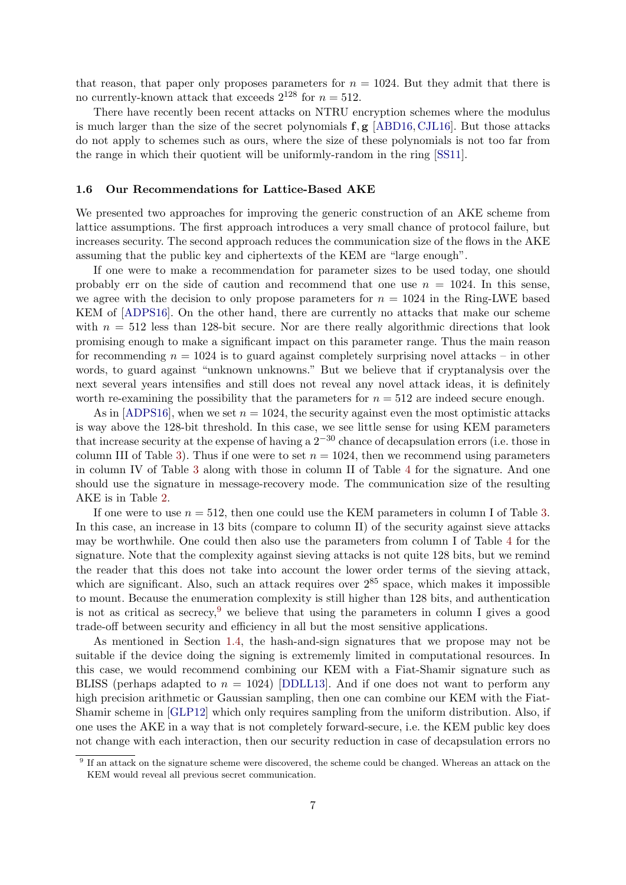that reason, that paper only proposes parameters for $n = 1024$. But they admit that there is no currently-known attack that exceeds $2^{128}$ for $n = 512$.

There have recently been recent attacks on NTRU encryption schemes where the modulus is much larger than the size of the secret polynomials $\mathbf{f}, \mathbf{g}$ [ABD16, CJL16]. But those attacks do not apply to schemes such as ours, where the size of these polynomials is not too far from the range in which their quotient will be uniformly-random in the ring [SS11].

### 1.6 Our Recommendations for Lattice-Based AKE

We presented two approaches for improving the generic construction of an AKE scheme from lattice assumptions. The first approach introduces a very small chance of protocol failure, but increases security. The second approach reduces the communication size of the flows in the AKE assuming that the public key and ciphertexts of the KEM are "large enough".

If one were to make a recommendation for parameter sizes to be used today, one should probably err on the side of caution and recommend that one use $n = 1024$. In this sense, we agree with the decision to only propose parameters for $n = 1024$ in the Ring-LWE based KEM of [ADPS16]. On the other hand, there are currently no attacks that make our scheme with $n = 512$ less than 128-bit secure. Nor are there really algorithmic directions that look promising enough to make a significant impact on this parameter range. Thus the main reason for recommending $n = 1024$ is to guard against completely surprising novel attacks – in other words, to guard against "unknown unknowns." But we believe that if cryptanalysis over the next several years intensifies and still does not reveal any novel attack ideas, it is definitely worth re-examining the possibility that the parameters for $n = 512$ are indeed secure enough.

As in [ADPS16], when we set $n = 1024$, the security against even the most optimistic attacks is way above the 128-bit threshold. In this case, we see little sense for using KEM parameters that increase security at the expense of having a $2^{-30}$ chance of decapsulation errors (i.e. those in column III of Table 3). Thus if one were to set $n = 1024$, then we recommend using parameters in column IV of Table 3 along with those in column II of Table 4 for the signature. And one should use the signature in message-recovery mode. The communication size of the resulting AKE is in Table 2.

If one were to use $n = 512$, then one could use the KEM parameters in column I of Table 3. In this case, an increase in 13 bits (compare to column II) of the security against sieve attacks may be worthwhile. One could then also use the parameters from column I of Table 4 for the signature. Note that the complexity against sieving attacks is not quite 128 bits, but we remind the reader that this does not take into account the lower order terms of the sieving attack, which are significant. Also, such an attack requires over $2^{85}$ space, which makes it impossible to mount. Because the enumeration complexity is still higher than 128 bits, and authentication is not as critical as secrecy,[9] we believe that using the parameters in column I gives a good trade-off between security and efficiency in all but the most sensitive applications.

As mentioned in Section 1.4, the hash-and-sign signatures that we propose may not be suitable if the device doing the signing is extremely limited in computational resources. In this case, we would recommend combining our KEM with a Fiat-Shamir signature such as BLISS (perhaps adapted to $n = 1024$) [DDLL13]. And if one does not want to perform any high precision arithmetic or Gaussian sampling, then one can combine our KEM with the Fiat-Shamir scheme in [GLP12] which only requires sampling from the uniform distribution. Also, if one uses the AKE in a way that is not completely forward-secure, i.e. the KEM public key does not change with each interaction, then our security reduction in case of decapsulation errors no

[9] If an attack on the signature scheme were discovered, the scheme could be changed. Whereas an attack on the KEM would reveal all previous secret communication.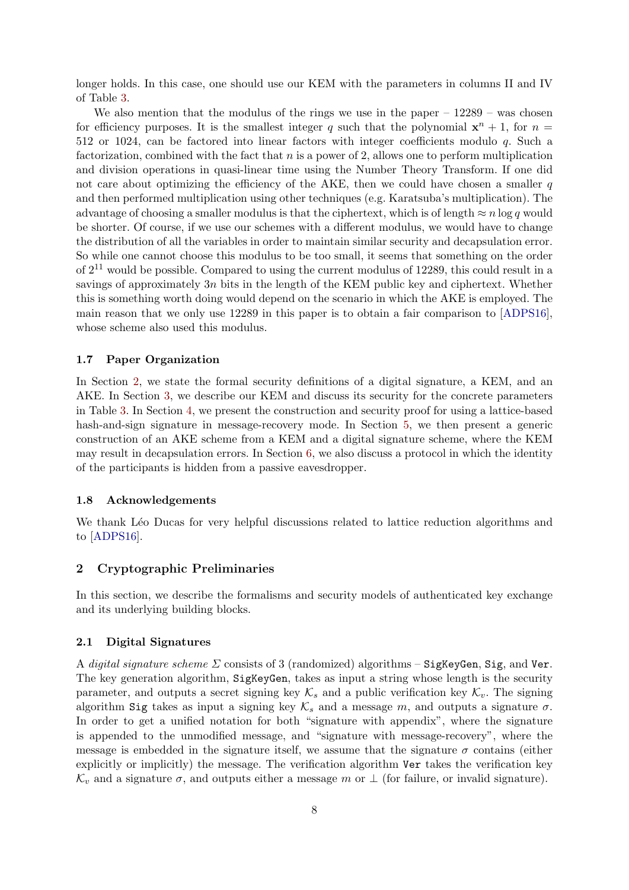longer holds. In this case, one should use our KEM with the parameters in columns II and IV of Table 3.

We also mention that the modulus of the rings we use in the paper – 12289 – was chosen for efficiency purposes. It is the smallest integer $q$ such that the polynomial $\mathbf{x}^n + 1$, for $n = 512$ or 1024, can be factored into linear factors with integer coefficients modulo $q$. Such a factorization, combined with the fact that $n$ is a power of 2, allows one to perform multiplication and division operations in quasi-linear time using the Number Theory Transform. If one did not care about optimizing the efficiency of the AKE, then we could have chosen a smaller $q$ and then performed multiplication using other techniques (e.g. Karatsuba's multiplication). The advantage of choosing a smaller modulus is that the ciphertext, which is of length $\approx n \log q$ would be shorter. Of course, if we use our schemes with a different modulus, we would have to change the distribution of all the variables in order to maintain similar security and decapsulation error. So while one cannot choose this modulus to be too small, it seems that something on the order of $2^{11}$ would be possible. Compared to using the current modulus of 12289, this could result in a savings of approximately $3n$ bits in the length of the KEM public key and ciphertext. Whether this is something worth doing would depend on the scenario in which the AKE is employed. The main reason that we only use 12289 in this paper is to obtain a fair comparison to [ADPS16], whose scheme also used this modulus.

### 1.7 Paper Organization

In Section 2, we state the formal security definitions of a digital signature, a KEM, and an AKE. In Section 3, we describe our KEM and discuss its security for the concrete parameters in Table 3. In Section 4, we present the construction and security proof for using a lattice-based hash-and-sign signature in message-recovery mode. In Section 5, we then present a generic construction of an AKE scheme from a KEM and a digital signature scheme, where the KEM may result in decapsulation errors. In Section 6, we also discuss a protocol in which the identity of the participants is hidden from a passive eavesdropper.

### 1.8 Acknowledgements

We thank Léo Ducas for very helpful discussions related to lattice reduction algorithms and to [ADPS16].

## 2 Cryptographic Preliminaries

In this section, we describe the formalisms and security models of authenticated key exchange and its underlying building blocks.

### 2.1 Digital Signatures

A *digital signature scheme* $\Sigma$ consists of 3 (randomized) algorithms – `SigKeyGen`, `Sig`, and `Ver`. The key generation algorithm, `SigKeyGen`, takes as input a string whose length is the security parameter, and outputs a secret signing key $\mathcal{K}_s$ and a public verification key $\mathcal{K}_v$. The signing algorithm `Sig` takes as input a signing key $\mathcal{K}_s$ and a message $m$, and outputs a signature $\sigma$. In order to get a unified notation for both "signature with appendix", where the signature is appended to the unmodified message, and "signature with message-recovery", where the message is embedded in the signature itself, we assume that the signature $\sigma$ contains (either explicitly or implicitly) the message. The verification algorithm `Ver` takes the verification key $\mathcal{K}_v$ and a signature $\sigma$, and outputs either a message $m$ or $\perp$ (for failure, or invalid signature).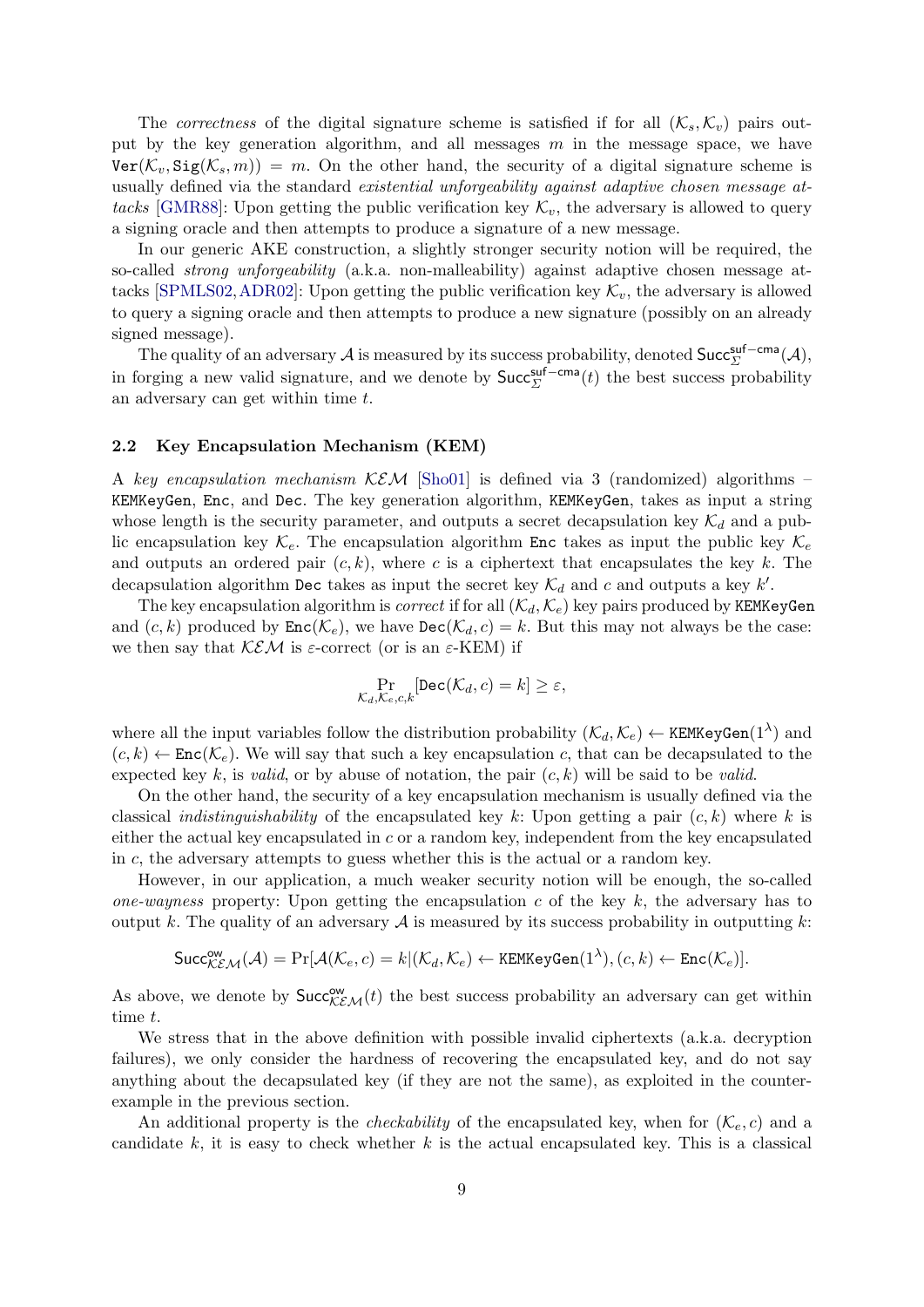The *correctness* of the digital signature scheme is satisfied if for all $(\mathcal{K}_s, \mathcal{K}_v)$ pairs output by the key generation algorithm, and all messages $m$ in the message space, we have $\texttt{Ver}(\mathcal{K}_v, \texttt{Sig}(\mathcal{K}_s, m)) = m$. On the other hand, the security of a digital signature scheme is usually defined via the standard *existential unforgeability against adaptive chosen message attacks* [GMR88]: Upon getting the public verification key $\mathcal{K}_v$, the adversary is allowed to query a signing oracle and then attempts to produce a signature of a new message.

In our generic AKE construction, a slightly stronger security notion will be required, the so-called *strong unforgeability* (a.k.a. non-malleability) against adaptive chosen message attacks [SPMLS02, ADR02]: Upon getting the public verification key $\mathcal{K}_v$, the adversary is allowed to query a signing oracle and then attempts to produce a new signature (possibly on an already signed message).

The quality of an adversary $\mathcal{A}$ is measured by its success probability, denoted $\mathsf{Succ}^{\mathsf{suf-cma}}_{\Sigma}(\mathcal{A})$, in forging a new valid signature, and we denote by $\mathsf{Succ}^{\mathsf{suf-cma}}_{\Sigma}(t)$ the best success probability an adversary can get within time $t$.

## 2.2 Key Encapsulation Mechanism (KEM)

A *key encapsulation mechanism* $\mathcal{KEM}$ [Sho01] is defined via 3 (randomized) algorithms – KEMKeyGen, Enc, and Dec. The key generation algorithm, KEMKeyGen, takes as input a string whose length is the security parameter, and outputs a secret decapsulation key $\mathcal{K}_d$ and a public encapsulation key $\mathcal{K}_e$. The encapsulation algorithm Enc takes as input the public key $\mathcal{K}_e$ and outputs an ordered pair $(c, k)$, where $c$ is a ciphertext that encapsulates the key $k$. The decapsulation algorithm Dec takes as input the secret key $\mathcal{K}_d$ and $c$ and outputs a key $k'$.

The key encapsulation algorithm is *correct* if for all $(\mathcal{K}_d, \mathcal{K}_e)$ key pairs produced by KEMKeyGen and $(c, k)$ produced by $\texttt{Enc}(\mathcal{K}_e)$, we have $\texttt{Dec}(\mathcal{K}_d, c) = k$. But this may not always be the case: we then say that $\mathcal{KEM}$ is $\varepsilon$-correct (or is an $\varepsilon$-KEM) if

$$\Pr_{\mathcal{K}_d, \mathcal{K}_e, c, k}[\texttt{Dec}(\mathcal{K}_d, c) = k] \geq \varepsilon,$$

where all the input variables follow the distribution probability $(\mathcal{K}_d, \mathcal{K}_e) \leftarrow \texttt{KEMKeyGen}(1^\lambda)$ and $(c, k) \leftarrow \texttt{Enc}(\mathcal{K}_e)$. We will say that such a key encapsulation $c$, that can be decapsulated to the expected key $k$, is *valid*, or by abuse of notation, the pair $(c, k)$ will be said to be *valid*.

On the other hand, the security of a key encapsulation mechanism is usually defined via the classical *indistinguishability* of the encapsulated key $k$: Upon getting a pair $(c, k)$ where $k$ is either the actual key encapsulated in $c$ or a random key, independent from the key encapsulated in $c$, the adversary attempts to guess whether this is the actual or a random key.

However, in our application, a much weaker security notion will be enough, the so-called *one-wayness* property: Upon getting the encapsulation $c$ of the key $k$, the adversary has to output $k$. The quality of an adversary $\mathcal{A}$ is measured by its success probability in outputting $k$:

$$\mathsf{Succ}^{\mathsf{ow}}_{\mathcal{KEM}}(\mathcal{A}) = \Pr[\mathcal{A}(\mathcal{K}_e, c) = k | (\mathcal{K}_d, \mathcal{K}_e) \leftarrow \texttt{KEMKeyGen}(1^\lambda), (c, k) \leftarrow \texttt{Enc}(\mathcal{K}_e)].$$

As above, we denote by $\mathsf{Succ}^{\mathsf{ow}}_{\mathcal{KEM}}(t)$ the best success probability an adversary can get within time $t$.

We stress that in the above definition with possible invalid ciphertexts (a.k.a. decryption failures), we only consider the hardness of recovering the encapsulated key, and do not say anything about the decapsulated key (if they are not the same), as exploited in the counter-example in the previous section.

An additional property is the *checkability* of the encapsulated key, when for $(\mathcal{K}_e, c)$ and a candidate $k$, it is easy to check whether $k$ is the actual encapsulated key. This is a classical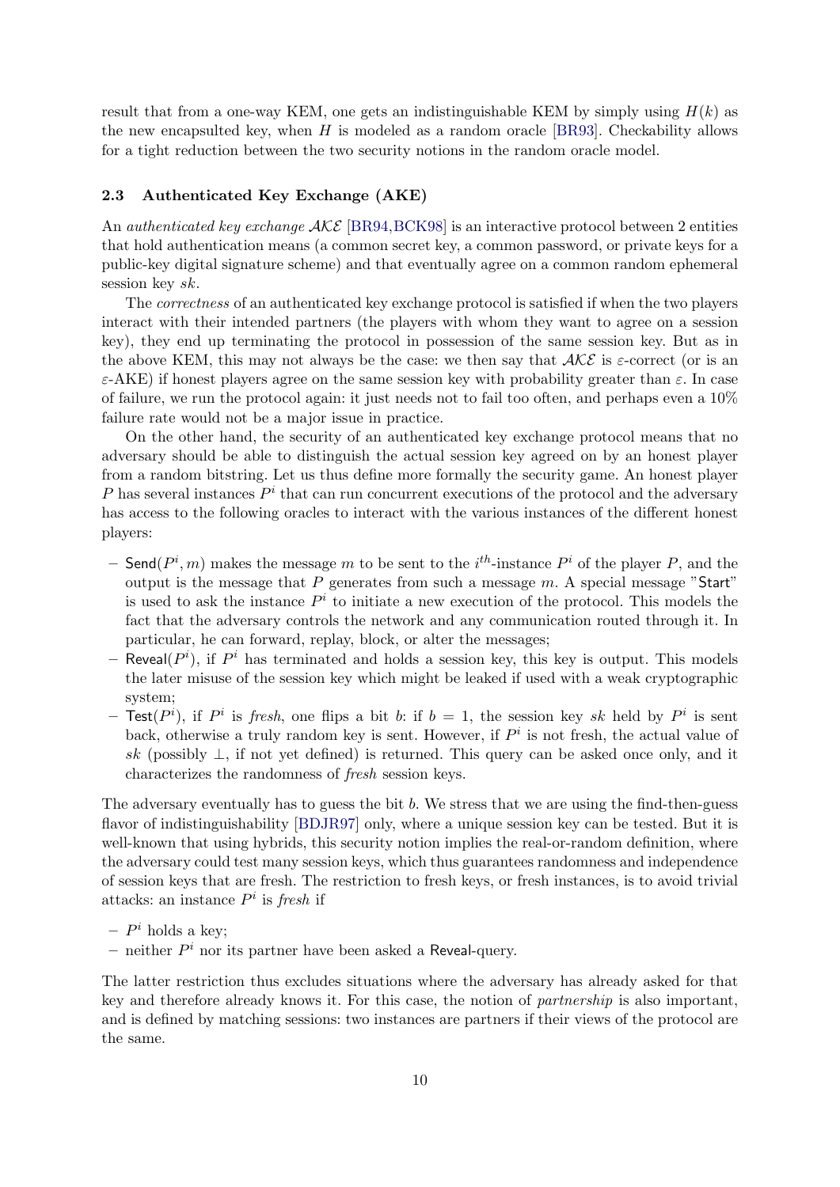result that from a one-way KEM, one gets an indistinguishable KEM by simply using $H(k)$ as the new encapsulted key, when $H$ is modeled as a random oracle [BR93]. Checkability allows for a tight reduction between the two security notions in the random oracle model.

### 2.3 Authenticated Key Exchange (AKE)

An *authenticated key exchange* $\mathcal{AKE}$ [BR94,BCK98] is an interactive protocol between 2 entities that hold authentication means (a common secret key, a common password, or private keys for a public-key digital signature scheme) and that eventually agree on a common random ephemeral session key $sk$.

The *correctness* of an authenticated key exchange protocol is satisfied if when the two players interact with their intended partners (the players with whom they want to agree on a session key), they end up terminating the protocol in possession of the same session key. But as in the above KEM, this may not always be the case: we then say that $\mathcal{AKE}$ is $\varepsilon$-correct (or is an $\varepsilon$-AKE) if honest players agree on the same session key with probability greater than $\varepsilon$. In case of failure, we run the protocol again: it just needs not to fail too often, and perhaps even a 10% failure rate would not be a major issue in practice.

On the other hand, the security of an authenticated key exchange protocol means that no adversary should be able to distinguish the actual session key agreed on by an honest player from a random bitstring. Let us thus define more formally the security game. An honest player $P$ has several instances $P^i$ that can run concurrent executions of the protocol and the adversary has access to the following oracles to interact with the various instances of the different honest players:

- $\mathsf{Send}(P^i, m)$ makes the message $m$ to be sent to the $i^{th}$-instance $P^i$ of the player $P$, and the output is the message that $P$ generates from such a message $m$. A special message "$\mathsf{Start}$" is used to ask the instance $P^i$ to initiate a new execution of the protocol. This models the fact that the adversary controls the network and any communication routed through it. In particular, he can forward, replay, block, or alter the messages;
- $\mathsf{Reveal}(P^i)$, if $P^i$ has terminated and holds a session key, this key is output. This models the later misuse of the session key which might be leaked if used with a weak cryptographic system;
- $\mathsf{Test}(P^i)$, if $P^i$ is *fresh*, one flips a bit $b$: if $b = 1$, the session key $sk$ held by $P^i$ is sent back, otherwise a truly random key is sent. However, if $P^i$ is not fresh, the actual value of $sk$ (possibly $\perp$, if not yet defined) is returned. This query can be asked once only, and it characterizes the randomness of *fresh* session keys.

The adversary eventually has to guess the bit $b$. We stress that we are using the find-then-guess flavor of indistinguishability [BDJR97] only, where a unique session key can be tested. But it is well-known that using hybrids, this security notion implies the real-or-random definition, where the adversary could test many session keys, which thus guarantees randomness and independence of session keys that are fresh. The restriction to fresh keys, or fresh instances, is to avoid trivial attacks: an instance $P^i$ is *fresh* if

- $P^i$ holds a key;
- neither $P^i$ nor its partner have been asked a $\mathsf{Reveal}$-query.

The latter restriction thus excludes situations where the adversary has already asked for that key and therefore already knows it. For this case, the notion of *partnership* is also important, and is defined by matching sessions: two instances are partners if their views of the protocol are the same.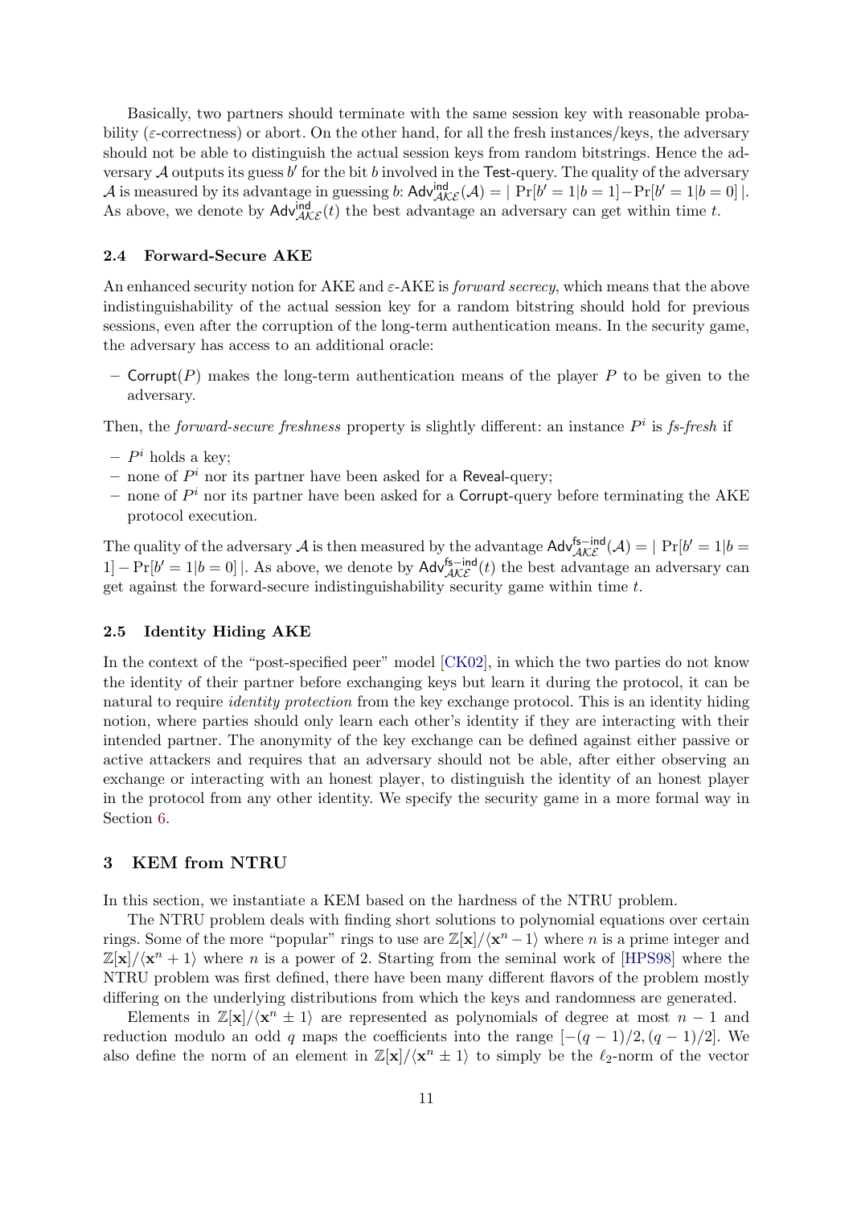Basically, two partners should terminate with the same session key with reasonable probability ($\varepsilon$-correctness) or abort. On the other hand, for all the fresh instances/keys, the adversary should not be able to distinguish the actual session keys from random bitstrings. Hence the adversary $\mathcal{A}$ outputs its guess $b'$ for the bit $b$ involved in the Test-query. The quality of the adversary $\mathcal{A}$ is measured by its advantage in guessing $b$: $\mathsf{Adv}^{\mathsf{ind}}_{\mathcal{AKE}}(\mathcal{A}) = |\Pr[b' = 1|b = 1] - \Pr[b' = 1|b = 0]|$. As above, we denote by $\mathsf{Adv}^{\mathsf{ind}}_{\mathcal{AKE}}(t)$ the best advantage an adversary can get within time $t$.

### 2.4 Forward-Secure AKE

An enhanced security notion for AKE and $\varepsilon$-AKE is *forward secrecy*, which means that the above indistinguishability of the actual session key for a random bitstring should hold for previous sessions, even after the corruption of the long-term authentication means. In the security game, the adversary has access to an additional oracle:

- Corrupt($P$) makes the long-term authentication means of the player $P$ to be given to the adversary.

Then, the *forward-secure freshness* property is slightly different: an instance $P^i$ is *fs-fresh* if

- $P^i$ holds a key;
- none of $P^i$ nor its partner have been asked for a Reveal-query;
- none of $P^i$ nor its partner have been asked for a Corrupt-query before terminating the AKE protocol execution.

The quality of the adversary $\mathcal{A}$ is then measured by the advantage $\mathsf{Adv}^{\mathsf{fs-ind}}_{\mathcal{AKE}}(\mathcal{A}) = |\Pr[b' = 1|b = 1] - \Pr[b' = 1|b = 0]|$. As above, we denote by $\mathsf{Adv}^{\mathsf{fs-ind}}_{\mathcal{AKE}}(t)$ the best advantage an adversary can get against the forward-secure indistinguishability security game within time $t$.

### 2.5 Identity Hiding AKE

In the context of the "post-specified peer" model [CK02], in which the two parties do not know the identity of their partner before exchanging keys but learn it during the protocol, it can be natural to require *identity protection* from the key exchange protocol. This is an identity hiding notion, where parties should only learn each other's identity if they are interacting with their intended partner. The anonymity of the key exchange can be defined against either passive or active attackers and requires that an adversary should not be able, after either observing an exchange or interacting with an honest player, to distinguish the identity of an honest player in the protocol from any other identity. We specify the security game in a more formal way in Section 6.

## 3 KEM from NTRU

In this section, we instantiate a KEM based on the hardness of the NTRU problem.

The NTRU problem deals with finding short solutions to polynomial equations over certain rings. Some of the more "popular" rings to use are $\mathbb{Z}[\mathbf{x}]/\langle \mathbf{x}^n - 1\rangle$ where $n$ is a prime integer and $\mathbb{Z}[\mathbf{x}]/\langle \mathbf{x}^n + 1\rangle$ where $n$ is a power of 2. Starting from the seminal work of [HPS98] where the NTRU problem was first defined, there have been many different flavors of the problem mostly differing on the underlying distributions from which the keys and randomness are generated.

Elements in $\mathbb{Z}[\mathbf{x}]/\langle \mathbf{x}^n \pm 1\rangle$ are represented as polynomials of degree at most $n-1$ and reduction modulo an odd $q$ maps the coefficients into the range $[-(q-1)/2, (q-1)/2]$. We also define the norm of an element in $\mathbb{Z}[\mathbf{x}]/\langle \mathbf{x}^n \pm 1\rangle$ to simply be the $\ell_2$-norm of the vector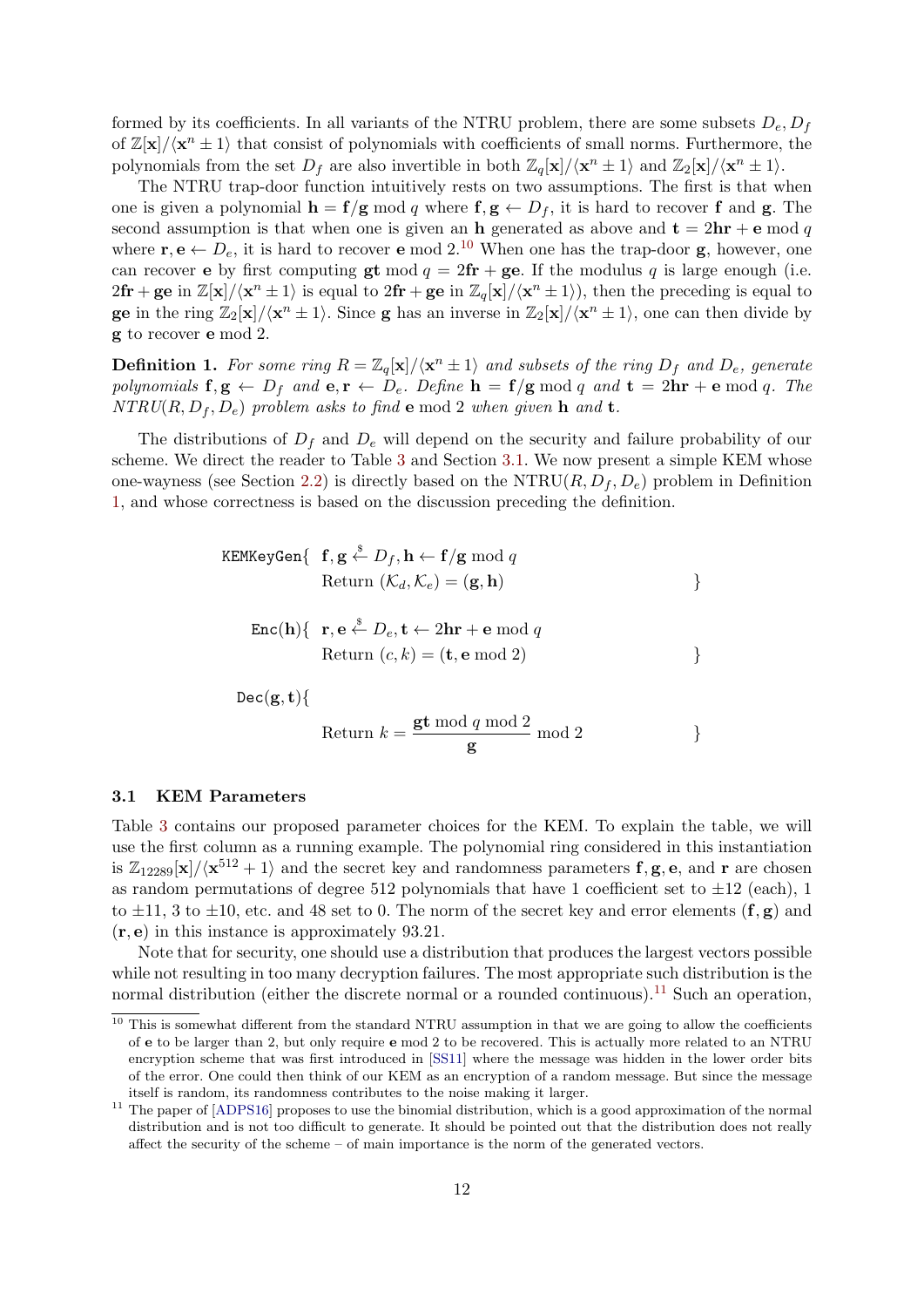formed by its coefficients. In all variants of the NTRU problem, there are some subsets $D_e, D_f$ of $\mathbb{Z}[\mathbf{x}]/\langle \mathbf{x}^n \pm 1\rangle$ that consist of polynomials with coefficients of small norms. Furthermore, the polynomials from the set $D_f$ are also invertible in both $\mathbb{Z}_q[\mathbf{x}]/\langle \mathbf{x}^n \pm 1\rangle$ and $\mathbb{Z}_2[\mathbf{x}]/\langle \mathbf{x}^n \pm 1\rangle$.

The NTRU trap-door function intuitively rests on two assumptions. The first is that when one is given a polynomial $\mathbf{h} = \mathbf{f}/\mathbf{g} \bmod q$ where $\mathbf{f}, \mathbf{g} \leftarrow D_f$, it is hard to recover $\mathbf{f}$ and $\mathbf{g}$. The second assumption is that when one is given an $\mathbf{h}$ generated as above and $\mathbf{t} = 2\mathbf{hr} + \mathbf{e} \bmod q$ where $\mathbf{r}, \mathbf{e} \leftarrow D_e$, it is hard to recover $\mathbf{e} \bmod 2$.[10] When one has the trap-door $\mathbf{g}$, however, one can recover $\mathbf{e}$ by first computing $\mathbf{gt} \bmod q = 2\mathbf{fr} + \mathbf{ge}$. If the modulus $q$ is large enough (i.e. $2\mathbf{fr} + \mathbf{ge}$ in $\mathbb{Z}[\mathbf{x}]/\langle \mathbf{x}^n \pm 1\rangle$ is equal to $2\mathbf{fr} + \mathbf{ge}$ in $\mathbb{Z}_q[\mathbf{x}]/\langle \mathbf{x}^n \pm 1\rangle$), then the preceding is equal to $\mathbf{ge}$ in the ring $\mathbb{Z}_2[\mathbf{x}]/\langle \mathbf{x}^n \pm 1\rangle$. Since $\mathbf{g}$ has an inverse in $\mathbb{Z}_2[\mathbf{x}]/\langle \mathbf{x}^n \pm 1\rangle$, one can then divide by $\mathbf{g}$ to recover $\mathbf{e} \bmod 2$.

**Definition 1.** *For some ring $R = \mathbb{Z}_q[\mathbf{x}]/\langle \mathbf{x}^n \pm 1\rangle$ and subsets of the ring $D_f$ and $D_e$, generate polynomials $\mathbf{f}, \mathbf{g} \leftarrow D_f$ and $\mathbf{e}, \mathbf{r} \leftarrow D_e$. Define $\mathbf{h} = \mathbf{f}/\mathbf{g} \bmod q$ and $\mathbf{t} = 2\mathbf{hr} + \mathbf{e} \bmod q$. The NTRU$(R, D_f, D_e)$ problem asks to find $\mathbf{e} \bmod 2$ when given $\mathbf{h}$ and $\mathbf{t}$.*

The distributions of $D_f$ and $D_e$ will depend on the security and failure probability of our scheme. We direct the reader to Table 3 and Section 3.1. We now present a simple KEM whose one-wayness (see Section 2.2) is directly based on the NTRU$(R, D_f, D_e)$ problem in Definition 1, and whose correctness is based on the discussion preceding the definition.

$$\texttt{KEMKeyGen}\{\ \mathbf{f}, \mathbf{g} \xleftarrow{\$} D_f, \mathbf{h} \leftarrow \mathbf{f}/\mathbf{g} \bmod q \quad \text{Return } (\mathcal{K}_d, \mathcal{K}_e) = (\mathbf{g}, \mathbf{h})\ \}$$

$$\texttt{Enc}(\mathbf{h})\{\ \mathbf{r}, \mathbf{e} \xleftarrow{\$} D_e, \mathbf{t} \leftarrow 2\mathbf{hr} + \mathbf{e} \bmod q \quad \text{Return } (c, k) = (\mathbf{t}, \mathbf{e} \bmod 2)\ \}$$

$$\texttt{Dec}(\mathbf{g}, \mathbf{t})\{\ \text{Return } k = \frac{\mathbf{gt} \bmod q \bmod 2}{\mathbf{g}} \bmod 2\ \}$$

### 3.1 KEM Parameters

Table 3 contains our proposed parameter choices for the KEM. To explain the table, we will use the first column as a running example. The polynomial ring considered in this instantiation is $\mathbb{Z}_{12289}[\mathbf{x}]/\langle \mathbf{x}^{512} + 1\rangle$ and the secret key and randomness parameters $\mathbf{f}, \mathbf{g}, \mathbf{e}$, and $\mathbf{r}$ are chosen as random permutations of degree 512 polynomials that have 1 coefficient set to $\pm 12$ (each), 1 to $\pm 11$, 3 to $\pm 10$, etc. and 48 set to 0. The norm of the secret key and error elements $(\mathbf{f}, \mathbf{g})$ and $(\mathbf{r}, \mathbf{e})$ in this instance is approximately 93.21.

Note that for security, one should use a distribution that produces the largest vectors possible while not resulting in too many decryption failures. The most appropriate such distribution is the normal distribution (either the discrete normal or a rounded continuous).[11] Such an operation,

---

[10] This is somewhat different from the standard NTRU assumption in that we are going to allow the coefficients of $\mathbf{e}$ to be larger than 2, but only require $\mathbf{e} \bmod 2$ to be recovered. This is actually more related to an NTRU encryption scheme that was first introduced in [SS11] where the message was hidden in the lower order bits of the error. One could then think of our KEM as an encryption of a random message. But since the message itself is random, its randomness contributes to the noise making it larger.

[11] The paper of [ADPS16] proposes to use the binomial distribution, which is a good approximation of the normal distribution and is not too difficult to generate. It should be pointed out that the distribution does not really affect the security of the scheme – of main importance is the norm of the generated vectors.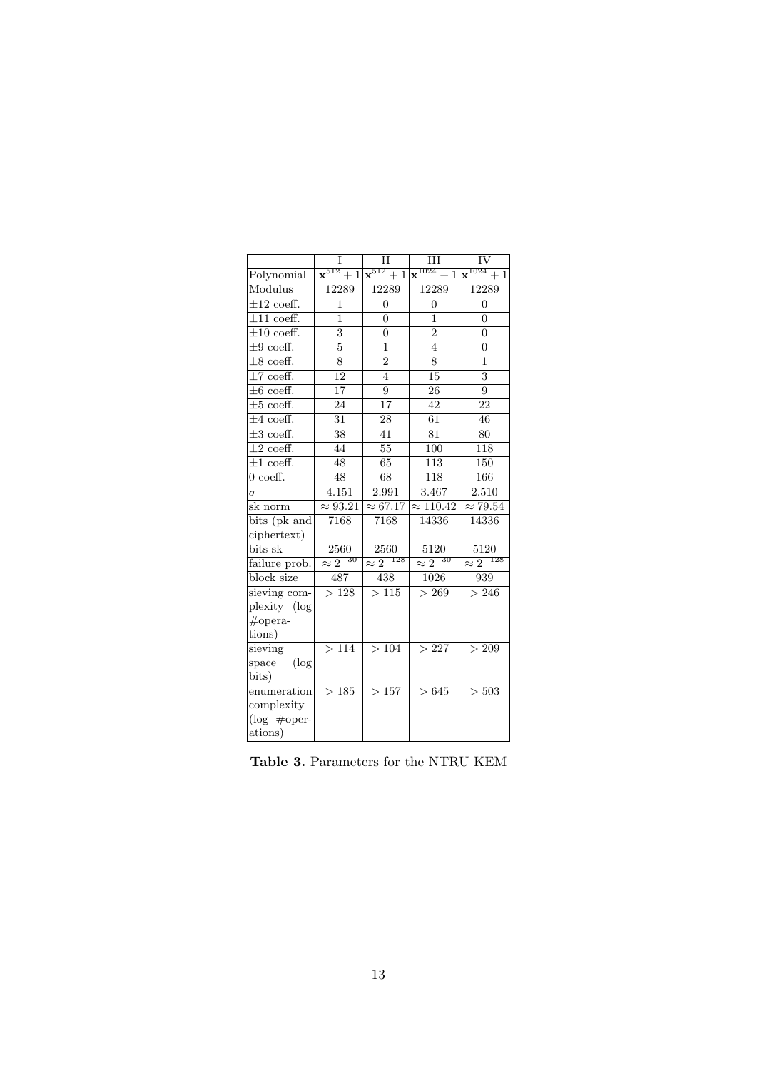| | I | II | III | IV |
|---|---|---|---|---|
| Polynomial | $\mathbf{x}^{512}+1$ | $\mathbf{x}^{512}+1$ | $\mathbf{x}^{1024}+1$ | $\mathbf{x}^{1024}+1$ |
| Modulus | 12289 | 12289 | 12289 | 12289 |
| $\pm 12$ coeff. | 1 | 0 | 0 | 0 |
| $\pm 11$ coeff. | 1 | 0 | 1 | 0 |
| $\pm 10$ coeff. | 3 | 0 | 2 | 0 |
| $\pm 9$ coeff. | 5 | 1 | 4 | 0 |
| $\pm 8$ coeff. | 8 | 2 | 8 | 1 |
| $\pm 7$ coeff. | 12 | 4 | 15 | 3 |
| $\pm 6$ coeff. | 17 | 9 | 26 | 9 |
| $\pm 5$ coeff. | 24 | 17 | 42 | 22 |
| $\pm 4$ coeff. | 31 | 28 | 61 | 46 |
| $\pm 3$ coeff. | 38 | 41 | 81 | 80 |
| $\pm 2$ coeff. | 44 | 55 | 100 | 118 |
| $\pm 1$ coeff. | 48 | 65 | 113 | 150 |
| 0 coeff. | 48 | 68 | 118 | 166 |
| $\sigma$ | 4.151 | 2.991 | 3.467 | 2.510 |
| sk norm | $\approx 93.21$ | $\approx 67.17$ | $\approx 110.42$ | $\approx 79.54$ |
| bits (pk and ciphertext) | 7168 | 7168 | 14336 | 14336 |
| bits sk | 2560 | 2560 | 5120 | 5120 |
| failure prob. | $\approx 2^{-30}$ | $\approx 2^{-128}$ | $\approx 2^{-30}$ | $\approx 2^{-128}$ |
| block size | 487 | 438 | 1026 | 939 |
| sieving complexity (log #operations) | $> 128$ | $> 115$ | $> 269$ | $> 246$ |
| sieving space (log bits) | $> 114$ | $> 104$ | $> 227$ | $> 209$ |
| enumeration complexity (log #operations) | $> 185$ | $> 157$ | $> 645$ | $> 503$ |

**Table 3.** Parameters for the NTRU KEM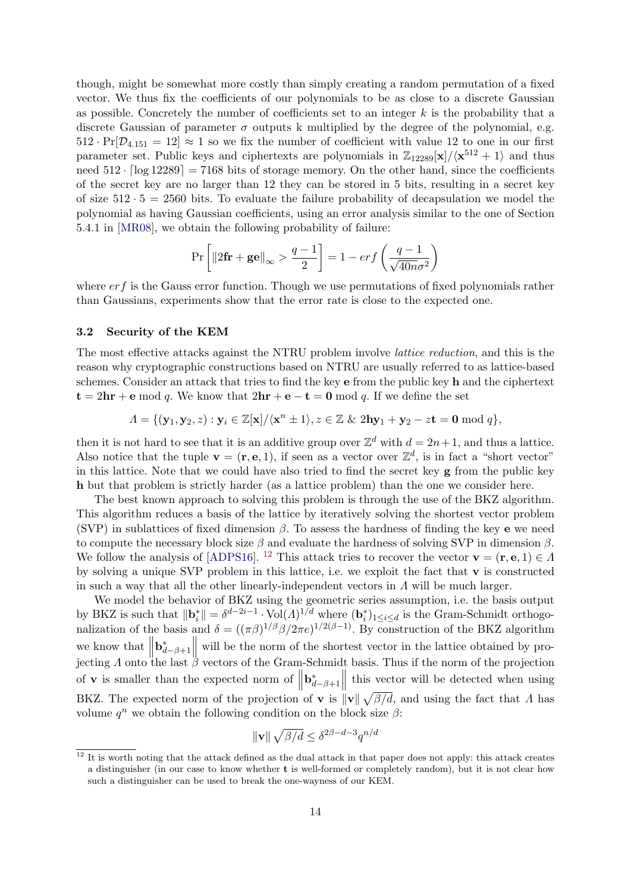though, might be somewhat more costly than simply creating a random permutation of a fixed vector. We thus fix the coefficients of our polynomials to be as close to a discrete Gaussian as possible. Concretely the number of coefficients set to an integer $k$ is the probability that a discrete Gaussian of parameter $\sigma$ outputs k multiplied by the degree of the polynomial, e.g. $512 \cdot \Pr[\mathcal{D}_{4.151} = 12] \approx 1$ so we fix the number of coefficient with value 12 to one in our first parameter set. Public keys and ciphertexts are polynomials in $\mathbb{Z}_{12289}[\mathbf{x}]/\langle \mathbf{x}^{512}+1\rangle$ and thus need $512 \cdot \lceil \log 12289 \rceil = 7168$ bits of storage memory. On the other hand, since the coefficients of the secret key are no larger than 12 they can be stored in 5 bits, resulting in a secret key of size $512 \cdot 5 = 2560$ bits. To evaluate the failure probability of decapsulation we model the polynomial as having Gaussian coefficients, using an error analysis similar to the one of Section 5.4.1 in [MR08], we obtain the following probability of failure:

$$\Pr\left[\|2\mathbf{fr}+\mathbf{ge}\|_\infty > \frac{q-1}{2}\right] = 1 - erf\left(\frac{q-1}{\sqrt{40n}\sigma^2}\right)$$

where $erf$ is the Gauss error function. Though we use permutations of fixed polynomials rather than Gaussians, experiments show that the error rate is close to the expected one.

### 3.2 Security of the KEM

The most effective attacks against the NTRU problem involve *lattice reduction*, and this is the reason why cryptographic constructions based on NTRU are usually referred to as lattice-based schemes. Consider an attack that tries to find the key $\mathbf{e}$ from the public key $\mathbf{h}$ and the ciphertext $\mathbf{t} = 2\mathbf{hr}+\mathbf{e} \bmod q$. We know that $2\mathbf{hr}+\mathbf{e}-\mathbf{t} = \mathbf{0} \bmod q$. If we define the set

$$\Lambda = \{(\mathbf{y}_1, \mathbf{y}_2, z) : \mathbf{y}_i \in \mathbb{Z}[\mathbf{x}]/\langle \mathbf{x}^n \pm 1\rangle, z \in \mathbb{Z} \ \& \ 2\mathbf{h}\mathbf{y}_1 + \mathbf{y}_2 - z\mathbf{t} = \mathbf{0} \bmod q\},$$

then it is not hard to see that it is an additive group over $\mathbb{Z}^d$ with $d = 2n+1$, and thus a lattice. Also notice that the tuple $\mathbf{v} = (\mathbf{r}, \mathbf{e}, 1)$, if seen as a vector over $\mathbb{Z}^d$, is in fact a "short vector" in this lattice. Note that we could have also tried to find the secret key $\mathbf{g}$ from the public key $\mathbf{h}$ but that problem is strictly harder (as a lattice problem) than the one we consider here.

The best known approach to solving this problem is through the use of the BKZ algorithm. This algorithm reduces a basis of the lattice by iteratively solving the shortest vector problem (SVP) in sublattices of fixed dimension $\beta$. To assess the hardness of finding the key $\mathbf{e}$ we need to compute the necessary block size $\beta$ and evaluate the hardness of solving SVP in dimension $\beta$. We follow the analysis of [ADPS16]. [12] This attack tries to recover the vector $\mathbf{v} = (\mathbf{r}, \mathbf{e}, 1) \in \Lambda$ by solving a unique SVP problem in this lattice, i.e. we exploit the fact that $\mathbf{v}$ is constructed in such a way that all the other linearly-independent vectors in $\Lambda$ will be much larger.

We model the behavior of BKZ using the geometric series assumption, i.e. the basis output by BKZ is such that $\|\mathbf{b}_i^*\| = \delta^{d-2i-1} \cdot \mathrm{Vol}(\Lambda)^{1/d}$ where $(\mathbf{b}_i^*)_{1\le i\le d}$ is the Gram-Schmidt orthogonalization of the basis and $\delta = ((\pi\beta)^{1/\beta}\beta/2\pi e)^{1/2(\beta-1)}$. By construction of the BKZ algorithm we know that $\left\|\mathbf{b}_{d-\beta+1}^*\right\|$ will be the norm of the shortest vector in the lattice obtained by projecting $\Lambda$ onto the last $\beta$ vectors of the Gram-Schmidt basis. Thus if the norm of the projection of $\mathbf{v}$ is smaller than the expected norm of $\left\|\mathbf{b}_{d-\beta+1}^*\right\|$ this vector will be detected when using BKZ. The expected norm of the projection of $\mathbf{v}$ is $\|\mathbf{v}\|\sqrt{\beta/d}$, and using the fact that $\Lambda$ has volume $q^n$ we obtain the following condition on the block size $\beta$:

$$\|\mathbf{v}\|\sqrt{\beta/d} \le \delta^{2\beta-d-3} q^{n/d}$$

[12] It is worth noting that the attack defined as the dual attack in that paper does not apply: this attack creates a distinguisher (in our case to know whether $\mathbf{t}$ is well-formed or completely random), but it is not clear how such a distinguisher can be used to break the one-wayness of our KEM.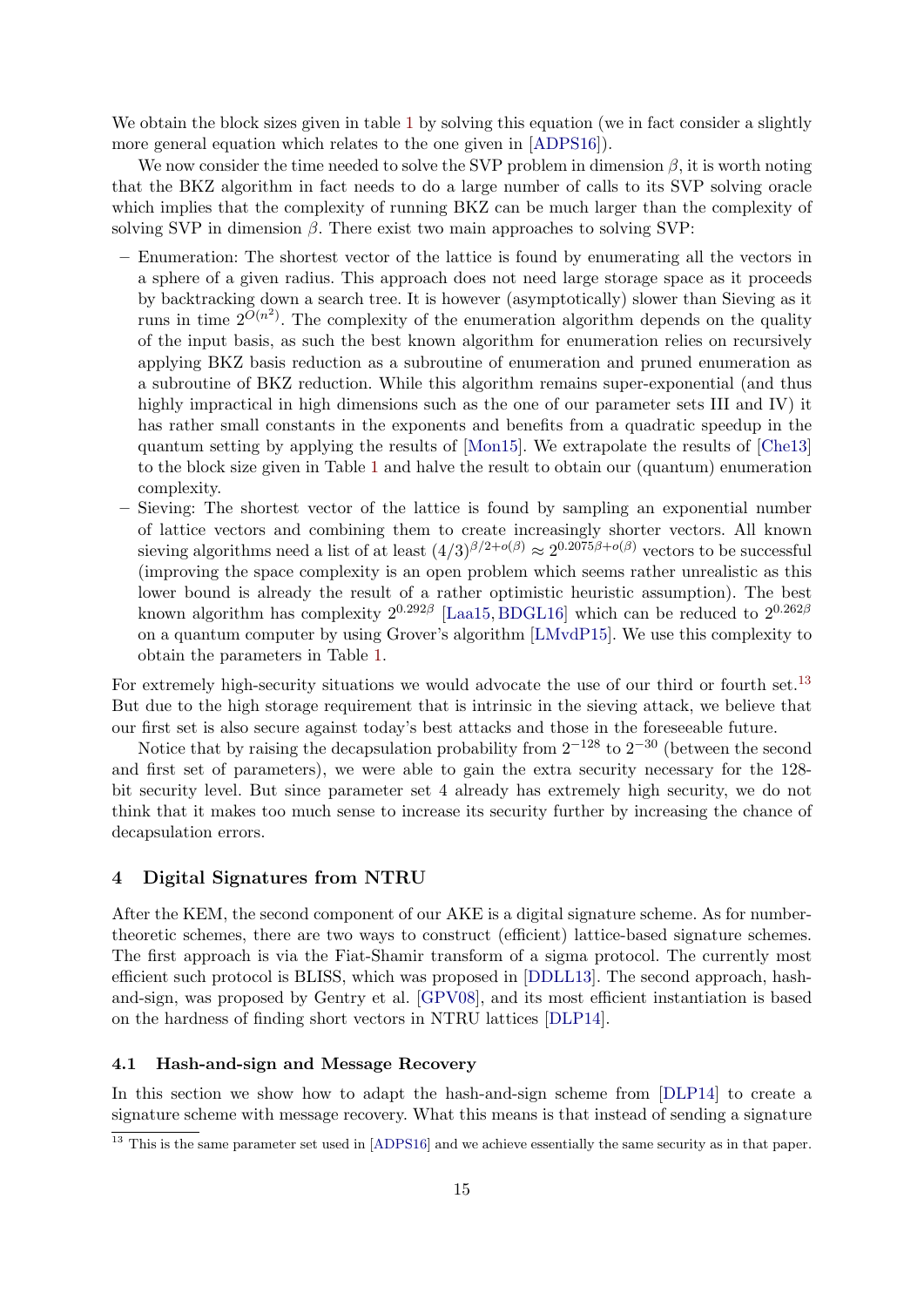We obtain the block sizes given in table 1 by solving this equation (we in fact consider a slightly more general equation which relates to the one given in [ADPS16]).

We now consider the time needed to solve the SVP problem in dimension $\beta$, it is worth noting that the BKZ algorithm in fact needs to do a large number of calls to its SVP solving oracle which implies that the complexity of running BKZ can be much larger than the complexity of solving SVP in dimension $\beta$. There exist two main approaches to solving SVP:

– Enumeration: The shortest vector of the lattice is found by enumerating all the vectors in a sphere of a given radius. This approach does not need large storage space as it proceeds by backtracking down a search tree. It is however (asymptotically) slower than Sieving as it runs in time $2^{O(n^2)}$. The complexity of the enumeration algorithm depends on the quality of the input basis, as such the best known algorithm for enumeration relies on recursively applying BKZ basis reduction as a subroutine of enumeration and pruned enumeration as a subroutine of BKZ reduction. While this algorithm remains super-exponential (and thus highly impractical in high dimensions such as the one of our parameter sets III and IV) it has rather small constants in the exponents and benefits from a quadratic speedup in the quantum setting by applying the results of [Mon15]. We extrapolate the results of [Che13] to the block size given in Table 1 and halve the result to obtain our (quantum) enumeration complexity.

– Sieving: The shortest vector of the lattice is found by sampling an exponential number of lattice vectors and combining them to create increasingly shorter vectors. All known sieving algorithms need a list of at least $(4/3)^{\beta/2+o(\beta)} \approx 2^{0.2075\beta+o(\beta)}$ vectors to be successful (improving the space complexity is an open problem which seems rather unrealistic as this lower bound is already the result of a rather optimistic heuristic assumption). The best known algorithm has complexity $2^{0.292\beta}$ [Laa15, BDGL16] which can be reduced to $2^{0.262\beta}$ on a quantum computer by using Grover's algorithm [LMvdP15]. We use this complexity to obtain the parameters in Table 1.

For extremely high-security situations we would advocate the use of our third or fourth set.[13] But due to the high storage requirement that is intrinsic in the sieving attack, we believe that our first set is also secure against today's best attacks and those in the foreseeable future.

Notice that by raising the decapsulation probability from $2^{-128}$ to $2^{-30}$ (between the second and first set of parameters), we were able to gain the extra security necessary for the 128-bit security level. But since parameter set 4 already has extremely high security, we do not think that it makes too much sense to increase its security further by increasing the chance of decapsulation errors.

## 4 Digital Signatures from NTRU

After the KEM, the second component of our AKE is a digital signature scheme. As for number-theoretic schemes, there are two ways to construct (efficient) lattice-based signature schemes. The first approach is via the Fiat-Shamir transform of a sigma protocol. The currently most efficient such protocol is BLISS, which was proposed in [DDLL13]. The second approach, hash-and-sign, was proposed by Gentry et al. [GPV08], and its most efficient instantiation is based on the hardness of finding short vectors in NTRU lattices [DLP14].

### 4.1 Hash-and-sign and Message Recovery

In this section we show how to adapt the hash-and-sign scheme from [DLP14] to create a signature scheme with message recovery. What this means is that instead of sending a signature

[13] This is the same parameter set used in [ADPS16] and we achieve essentially the same security as in that paper.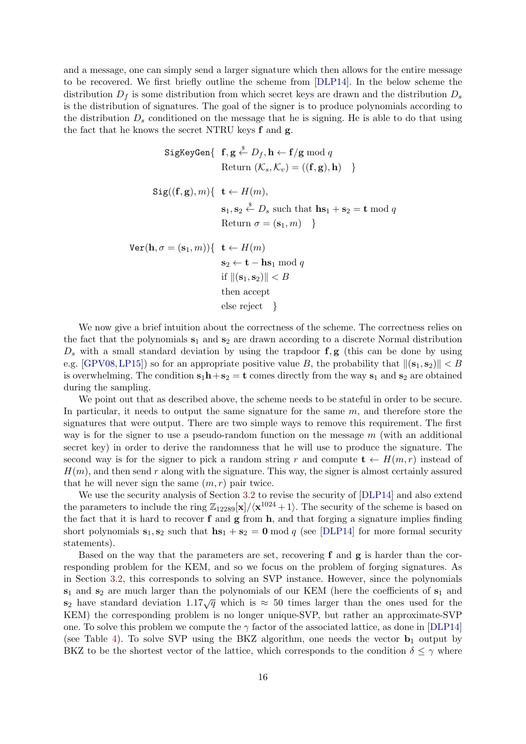and a message, one can simply send a larger signature which then allows for the entire message to be recovered. We first briefly outline the scheme from [DLP14]. In the below scheme the distribution $D_f$ is some distribution from which secret keys are drawn and the distribution $D_s$ is the distribution of signatures. The goal of the signer is to produce polynomials according to the distribution $D_s$ conditioned on the message that he is signing. He is able to do that using the fact that he knows the secret NTRU keys $\mathbf{f}$ and $\mathbf{g}$.

$$
\begin{aligned}
&\texttt{SigKeyGen}\{\ \mathbf{f},\mathbf{g} \xleftarrow{\$} D_f, \mathbf{h} \leftarrow \mathbf{f}/\mathbf{g} \bmod q \\
&\qquad\qquad\quad \text{Return } (\mathcal{K}_s, \mathcal{K}_v) = ((\mathbf{f},\mathbf{g}), \mathbf{h}) \quad \} \\[6pt]
&\texttt{Sig}((\mathbf{f},\mathbf{g}), m)\{\ \mathbf{t} \leftarrow H(m), \\
&\qquad\qquad\quad \mathbf{s}_1, \mathbf{s}_2 \xleftarrow{\$} D_s \text{ such that } \mathbf{h}\mathbf{s}_1 + \mathbf{s}_2 = \mathbf{t} \bmod q \\
&\qquad\qquad\quad \text{Return } \sigma = (\mathbf{s}_1, m) \quad \} \\[6pt]
&\texttt{Ver}(\mathbf{h}, \sigma = (\mathbf{s}_1, m))\{\ \mathbf{t} \leftarrow H(m) \\
&\qquad\qquad\quad \mathbf{s}_2 \leftarrow \mathbf{t} - \mathbf{h}\mathbf{s}_1 \bmod q \\
&\qquad\qquad\quad \text{if } \|(\mathbf{s}_1, \mathbf{s}_2)\| < B \\
&\qquad\qquad\quad \text{then accept} \\
&\qquad\qquad\quad \text{else reject} \quad \}
\end{aligned}
$$

We now give a brief intuition about the correctness of the scheme. The correctness relies on the fact that the polynomials $\mathbf{s}_1$ and $\mathbf{s}_2$ are drawn according to a discrete Normal distribution $D_s$ with a small standard deviation by using the trapdoor $\mathbf{f}, \mathbf{g}$ (this can be done by using e.g. [GPV08, LP15]) so for an appropriate positive value $B$, the probability that $\|(\mathbf{s}_1, \mathbf{s}_2)\| < B$ is overwhelming. The condition $\mathbf{s}_1\mathbf{h} + \mathbf{s}_2 = \mathbf{t}$ comes directly from the way $\mathbf{s}_1$ and $\mathbf{s}_2$ are obtained during the sampling.

We point out that as described above, the scheme needs to be stateful in order to be secure. In particular, it needs to output the same signature for the same $m$, and therefore store the signatures that were output. There are two simple ways to remove this requirement. The first way is for the signer to use a pseudo-random function on the message $m$ (with an additional secret key) in order to derive the randomness that he will use to produce the signature. The second way is for the signer to pick a random string $r$ and compute $\mathbf{t} \leftarrow H(m, r)$ instead of $H(m)$, and then send $r$ along with the signature. This way, the signer is almost certainly assured that he will never sign the same $(m, r)$ pair twice.

We use the security analysis of Section 3.2 to revise the security of [DLP14] and also extend the parameters to include the ring $\mathbb{Z}_{12289}[\mathbf{x}]/\langle \mathbf{x}^{1024} + 1 \rangle$. The security of the scheme is based on the fact that it is hard to recover $\mathbf{f}$ and $\mathbf{g}$ from $\mathbf{h}$, and that forging a signature implies finding short polynomials $\mathbf{s}_1, \mathbf{s}_2$ such that $\mathbf{h}\mathbf{s}_1 + \mathbf{s}_2 = \mathbf{0} \bmod q$ (see [DLP14] for more formal security statements).

Based on the way that the parameters are set, recovering $\mathbf{f}$ and $\mathbf{g}$ is harder than the corresponding problem for the KEM, and so we focus on the problem of forging signatures. As in Section 3.2, this corresponds to solving an SVP instance. However, since the polynomials $\mathbf{s}_1$ and $\mathbf{s}_2$ are much larger than the polynomials of our KEM (here the coefficients of $\mathbf{s}_1$ and $\mathbf{s}_2$ have standard deviation $1.17\sqrt{q}$ which is $\approx 50$ times larger than the ones used for the KEM) the corresponding problem is no longer unique-SVP, but rather an approximate-SVP one. To solve this problem we compute the $\gamma$ factor of the associated lattice, as done in [DLP14] (see Table 4). To solve SVP using the BKZ algorithm, one needs the vector $\mathbf{b}_1$ output by BKZ to be the shortest vector of the lattice, which corresponds to the condition $\delta \leq \gamma$ where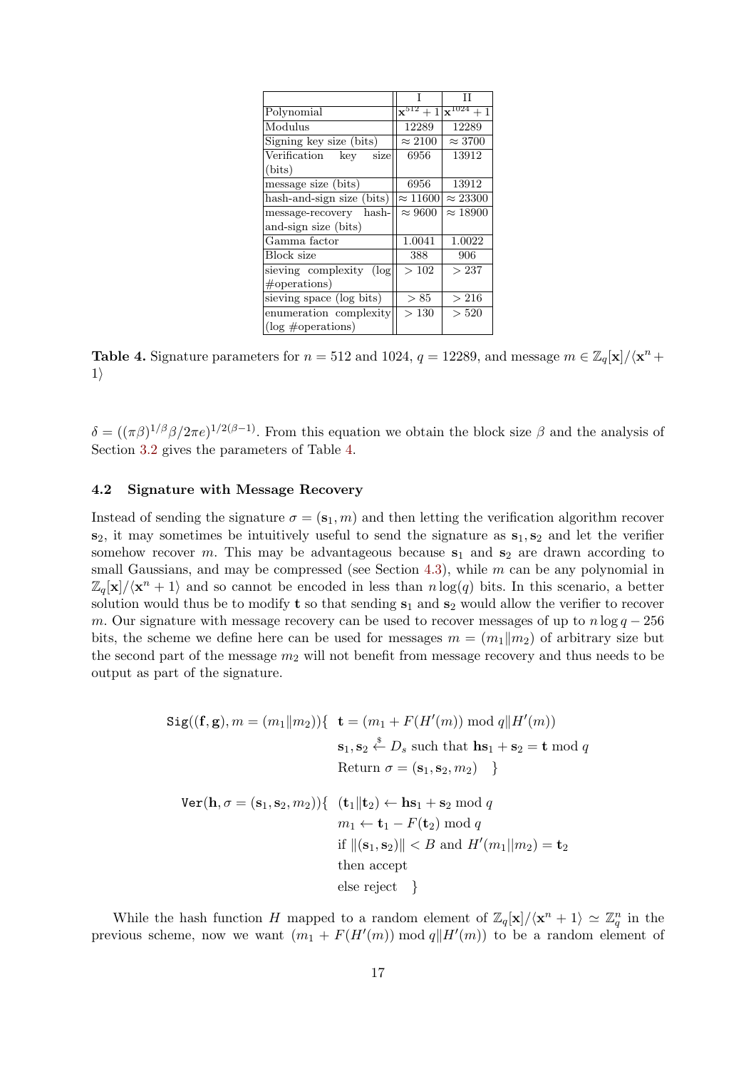| | I | II |
|---|---|---|
| Polynomial | $\mathbf{x}^{512}+1$ | $\mathbf{x}^{1024}+1$ |
| Modulus | 12289 | 12289 |
| Signing key size (bits) | $\approx 2100$ | $\approx 3700$ |
| Verification key size (bits) | 6956 | 13912 |
| message size (bits) | 6956 | 13912 |
| hash-and-sign size (bits) | $\approx 11600$ | $\approx 23300$ |
| message-recovery hash-and-sign size (bits) | $\approx 9600$ | $\approx 18900$ |
| Gamma factor | 1.0041 | 1.0022 |
| Block size | 388 | 906 |
| sieving complexity (log #operations) | $> 102$ | $> 237$ |
| sieving space (log bits) | $> 85$ | $> 216$ |
| enumeration complexity (log #operations) | $> 130$ | $> 520$ |

**Table 4.** Signature parameters for $n = 512$ and $1024$, $q = 12289$, and message $m \in \mathbb{Z}_q[\mathbf{x}]/\langle \mathbf{x}^n + 1\rangle$

$\delta = ((\pi\beta)^{1/\beta}\beta/2\pi e)^{1/2(\beta-1)}$. From this equation we obtain the block size $\beta$ and the analysis of Section 3.2 gives the parameters of Table 4.

### 4.2 Signature with Message Recovery

Instead of sending the signature $\sigma = (\mathbf{s}_1, m)$ and then letting the verification algorithm recover $\mathbf{s}_2$, it may sometimes be intuitively useful to send the signature as $\mathbf{s}_1, \mathbf{s}_2$ and let the verifier somehow recover $m$. This may be advantageous because $\mathbf{s}_1$ and $\mathbf{s}_2$ are drawn according to small Gaussians, and may be compressed (see Section 4.3), while $m$ can be any polynomial in $\mathbb{Z}_q[\mathbf{x}]/\langle \mathbf{x}^n + 1\rangle$ and so cannot be encoded in less than $n\log(q)$ bits. In this scenario, a better solution would thus be to modify $\mathbf{t}$ so that sending $\mathbf{s}_1$ and $\mathbf{s}_2$ would allow the verifier to recover $m$. Our signature with message recovery can be used to recover messages of up to $n\log q - 256$ bits, the scheme we define here can be used for messages $m = (m_1\|m_2)$ of arbitrary size but the second part of the message $m_2$ will not benefit from message recovery and thus needs to be output as part of the signature.

$$
\begin{aligned}
\texttt{Sig}((\mathbf{f},\mathbf{g}), m = (m_1\|m_2))\{\ \ & \mathbf{t} = (m_1 + F(H'(m)) \bmod q \| H'(m)) \\
& \mathbf{s}_1, \mathbf{s}_2 \xleftarrow{\$} D_s \text{ such that } \mathbf{h}\mathbf{s}_1 + \mathbf{s}_2 = \mathbf{t} \bmod q \\
& \text{Return } \sigma = (\mathbf{s}_1, \mathbf{s}_2, m_2) \quad \}
\end{aligned}
$$

$$
\begin{aligned}
\texttt{Ver}(\mathbf{h}, \sigma = (\mathbf{s}_1, \mathbf{s}_2, m_2))\{\ \ & (\mathbf{t}_1\|\mathbf{t}_2) \leftarrow \mathbf{h}\mathbf{s}_1 + \mathbf{s}_2 \bmod q \\
& m_1 \leftarrow \mathbf{t}_1 - F(\mathbf{t}_2) \bmod q \\
& \text{if } \|(\mathbf{s}_1, \mathbf{s}_2)\| < B \text{ and } H'(m_1\|m_2) = \mathbf{t}_2 \\
& \text{then accept} \\
& \text{else reject} \quad \}
\end{aligned}
$$

While the hash function $H$ mapped to a random element of $\mathbb{Z}_q[\mathbf{x}]/\langle \mathbf{x}^n + 1\rangle \simeq \mathbb{Z}_q^n$ in the previous scheme, now we want $(m_1 + F(H'(m)) \bmod q\|H'(m))$ to be a random element of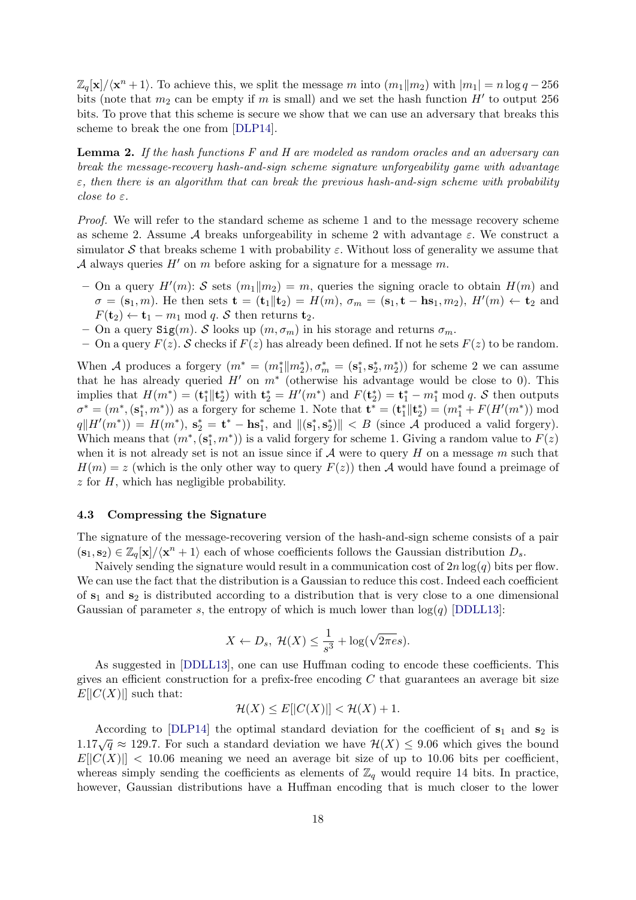$\mathbb{Z}_q[\mathbf{x}]/\langle \mathbf{x}^n + 1\rangle$. To achieve this, we split the message $m$ into $(m_1 \| m_2)$ with $|m_1| = n \log q - 256$ bits (note that $m_2$ can be empty if $m$ is small) and we set the hash function $H'$ to output 256 bits. To prove that this scheme is secure we show that we can use an adversary that breaks this scheme to break the one from [DLP14].

**Lemma 2.** *If the hash functions $F$ and $H$ are modeled as random oracles and an adversary can break the message-recovery hash-and-sign scheme signature unforgeability game with advantage $\varepsilon$, then there is an algorithm that can break the previous hash-and-sign scheme with probability close to $\varepsilon$.*

*Proof.* We will refer to the standard scheme as scheme 1 and to the message recovery scheme as scheme 2. Assume $\mathcal{A}$ breaks unforgeability in scheme 2 with advantage $\varepsilon$. We construct a simulator $\mathcal{S}$ that breaks scheme 1 with probability $\varepsilon$. Without loss of generality we assume that $\mathcal{A}$ always queries $H'$ on $m$ before asking for a signature for a message $m$.

- On a query $H'(m)$: $\mathcal{S}$ sets $(m_1 \| m_2) = m$, queries the signing oracle to obtain $H(m)$ and $\sigma = (\mathbf{s}_1, m)$. He then sets $\mathbf{t} = (\mathbf{t}_1 \| \mathbf{t}_2) = H(m)$, $\sigma_m = (\mathbf{s}_1, \mathbf{t} - \mathbf{h}\mathbf{s}_1, m_2)$, $H'(m) \leftarrow \mathbf{t}_2$ and $F(\mathbf{t}_2) \leftarrow \mathbf{t}_1 - m_1 \bmod q$. $\mathcal{S}$ then returns $\mathbf{t}_2$.
- On a query $\mathtt{Sig}(m)$. $\mathcal{S}$ looks up $(m, \sigma_m)$ in his storage and returns $\sigma_m$.
- On a query $F(z)$. $\mathcal{S}$ checks if $F(z)$ has already been defined. If not he sets $F(z)$ to be random.

When $\mathcal{A}$ produces a forgery $(m^* = (m_1^* \| m_2^*), \sigma_m^* = (\mathbf{s}_1^*, \mathbf{s}_2^*, m_2^*))$ for scheme 2 we can assume that he has already queried $H'$ on $m^*$ (otherwise his advantage would be close to 0). This implies that $H(m^*) = (\mathbf{t}_1^* \| \mathbf{t}_2^*)$ with $\mathbf{t}_2^* = H'(m^*)$ and $F(\mathbf{t}_2^*) = \mathbf{t}_1^* - m_1^* \bmod q$. $\mathcal{S}$ then outputs $\sigma^* = (m^*, (\mathbf{s}_1^*, m^*))$ as a forgery for scheme 1. Note that $\mathbf{t}^* = (\mathbf{t}_1^* \| \mathbf{t}_2^*) = (m_1^* + F(H'(m^*)) \bmod q \| H'(m^*)) = H(m^*)$, $\mathbf{s}_2^* = \mathbf{t}^* - \mathbf{h}\mathbf{s}_1^*$, and $\|(\mathbf{s}_1^*, \mathbf{s}_2^*)\| < B$ (since $\mathcal{A}$ produced a valid forgery). Which means that $(m^*, (\mathbf{s}_1^*, m^*))$ is a valid forgery for scheme 1. Giving a random value to $F(z)$ when it is not already set is not an issue since if $\mathcal{A}$ were to query $H$ on a message $m$ such that $H(m) = z$ (which is the only other way to query $F(z)$) then $\mathcal{A}$ would have found a preimage of $z$ for $H$, which has negligible probability.

### 4.3 Compressing the Signature

The signature of the message-recovering version of the hash-and-sign scheme consists of a pair $(\mathbf{s}_1, \mathbf{s}_2) \in \mathbb{Z}_q[\mathbf{x}]/\langle \mathbf{x}^n + 1\rangle$ each of whose coefficients follows the Gaussian distribution $D_s$.

Naively sending the signature would result in a communication cost of $2n\log(q)$ bits per flow. We can use the fact that the distribution is a Gaussian to reduce this cost. Indeed each coefficient of $\mathbf{s}_1$ and $\mathbf{s}_2$ is distributed according to a distribution that is very close to a one dimensional Gaussian of parameter $s$, the entropy of which is much lower than $\log(q)$ [DDLL13]:

$$X \leftarrow D_s,\ \mathcal{H}(X) \leq \frac{1}{s^3} + \log(\sqrt{2\pi e}s).$$

As suggested in [DDLL13], one can use Huffman coding to encode these coefficients. This gives an efficient construction for a prefix-free encoding $C$ that guarantees an average bit size $E[|C(X)|]$ such that:

$$\mathcal{H}(X) \leq E[|C(X)|] < \mathcal{H}(X) + 1.$$

According to [DLP14] the optimal standard deviation for the coefficient of $\mathbf{s}_1$ and $\mathbf{s}_2$ is $1.17\sqrt{q} \approx 129.7$. For such a standard deviation we have $\mathcal{H}(X) \leq 9.06$ which gives the bound $E[|C(X)|] < 10.06$ meaning we need an average bit size of up to 10.06 bits per coefficient, whereas simply sending the coefficients as elements of $\mathbb{Z}_q$ would require 14 bits. In practice, however, Gaussian distributions have a Huffman encoding that is much closer to the lower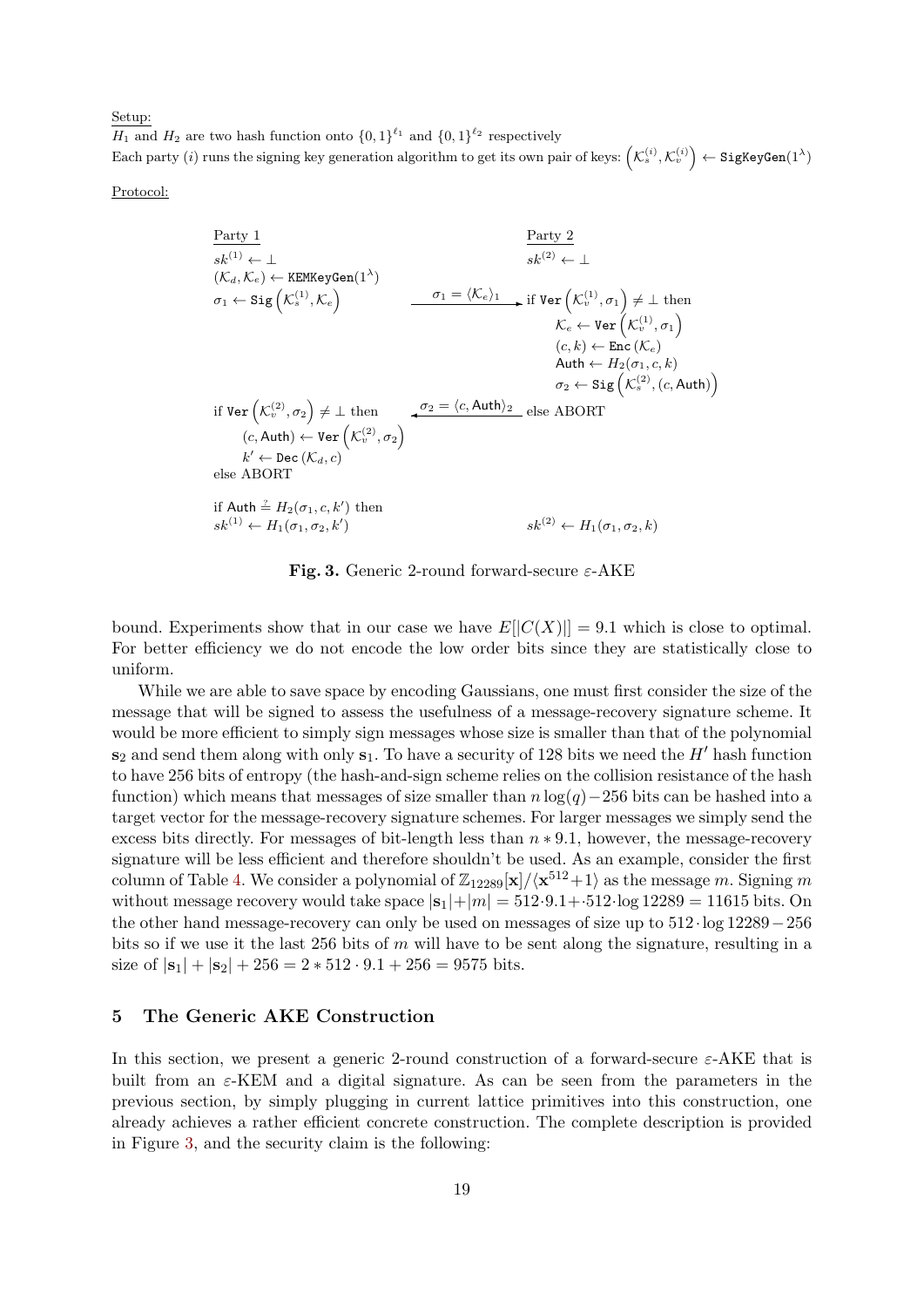Setup:

$H_1$ and $H_2$ are two hash function onto $\{0,1\}^{\ell_1}$ and $\{0,1\}^{\ell_2}$ respectively

Each party $(i)$ runs the signing key generation algorithm to get its own pair of keys: $\left(\mathcal{K}_s^{(i)}, \mathcal{K}_v^{(i)}\right) \leftarrow \texttt{SigKeyGen}(1^\lambda)$

Protocol:

| Party 1 | | Party 2 |
|---|---|---|
| $sk^{(1)} \leftarrow \perp$ | | $sk^{(2)} \leftarrow \perp$ |
| $(\mathcal{K}_d, \mathcal{K}_e) \leftarrow \texttt{KEMKeyGen}(1^\lambda)$ | | |
| $\sigma_1 \leftarrow \texttt{Sig}\left(\mathcal{K}_s^{(1)}, \mathcal{K}_e\right)$ | $\xrightarrow{\sigma_1 = \langle \mathcal{K}_e \rangle_1}$ | if $\texttt{Ver}\left(\mathcal{K}_v^{(1)}, \sigma_1\right) \neq \perp$ then |
| | | $\mathcal{K}_e \leftarrow \texttt{Ver}\left(\mathcal{K}_v^{(1)}, \sigma_1\right)$ |
| | | $(c, k) \leftarrow \texttt{Enc}(\mathcal{K}_e)$ |
| | | $\mathsf{Auth} \leftarrow H_2(\sigma_1, c, k)$ |
| | | $\sigma_2 \leftarrow \texttt{Sig}\left(\mathcal{K}_s^{(2)}, (c, \mathsf{Auth})\right)$ |
| if $\texttt{Ver}\left(\mathcal{K}_v^{(2)}, \sigma_2\right) \neq \perp$ then | $\xleftarrow{\sigma_2 = \langle c, \mathsf{Auth} \rangle_2}$ | else ABORT |
| $(c, \mathsf{Auth}) \leftarrow \texttt{Ver}\left(\mathcal{K}_v^{(2)}, \sigma_2\right)$ | | |
| $k' \leftarrow \texttt{Dec}(\mathcal{K}_d, c)$ | | |
| else ABORT | | |
| if $\mathsf{Auth} \stackrel{?}{=} H_2(\sigma_1, c, k')$ then | | |
| $sk^{(1)} \leftarrow H_1(\sigma_1, \sigma_2, k')$ | | $sk^{(2)} \leftarrow H_1(\sigma_1, \sigma_2, k)$ |

**Fig. 3.** Generic 2-round forward-secure $\varepsilon$-AKE

bound. Experiments show that in our case we have $E[|C(X)|] = 9.1$ which is close to optimal. For better efficiency we do not encode the low order bits since they are statistically close to uniform.

While we are able to save space by encoding Gaussians, one must first consider the size of the message that will be signed to assess the usefulness of a message-recovery signature scheme. It would be more efficient to simply sign messages whose size is smaller than that of the polynomial $\mathbf{s}_2$ and send them along with only $\mathbf{s}_1$. To have a security of 128 bits we need the $H'$ hash function to have 256 bits of entropy (the hash-and-sign scheme relies on the collision resistance of the hash function) which means that messages of size smaller than $n\log(q)-256$ bits can be hashed into a target vector for the message-recovery signature schemes. For larger messages we simply send the excess bits directly. For messages of bit-length less than $n * 9.1$, however, the message-recovery signature will be less efficient and therefore shouldn't be used. As an example, consider the first column of Table 4. We consider a polynomial of $\mathbb{Z}_{12289}[\mathbf{x}]/\langle \mathbf{x}^{512}+1\rangle$ as the message $m$. Signing $m$ without message recovery would take space $|\mathbf{s}_1|+|m| = 512\cdot 9.1 + \cdot 512 \cdot \log 12289 = 11615$ bits. On the other hand message-recovery can only be used on messages of size up to $512\cdot\log 12289 - 256$ bits so if we use it the last 256 bits of $m$ will have to be sent along the signature, resulting in a size of $|\mathbf{s}_1| + |\mathbf{s}_2| + 256 = 2 * 512 \cdot 9.1 + 256 = 9575$ bits.

## 5 The Generic AKE Construction

In this section, we present a generic 2-round construction of a forward-secure $\varepsilon$-AKE that is built from an $\varepsilon$-KEM and a digital signature. As can be seen from the parameters in the previous section, by simply plugging in current lattice primitives into this construction, one already achieves a rather efficient concrete construction. The complete description is provided in Figure 3, and the security claim is the following: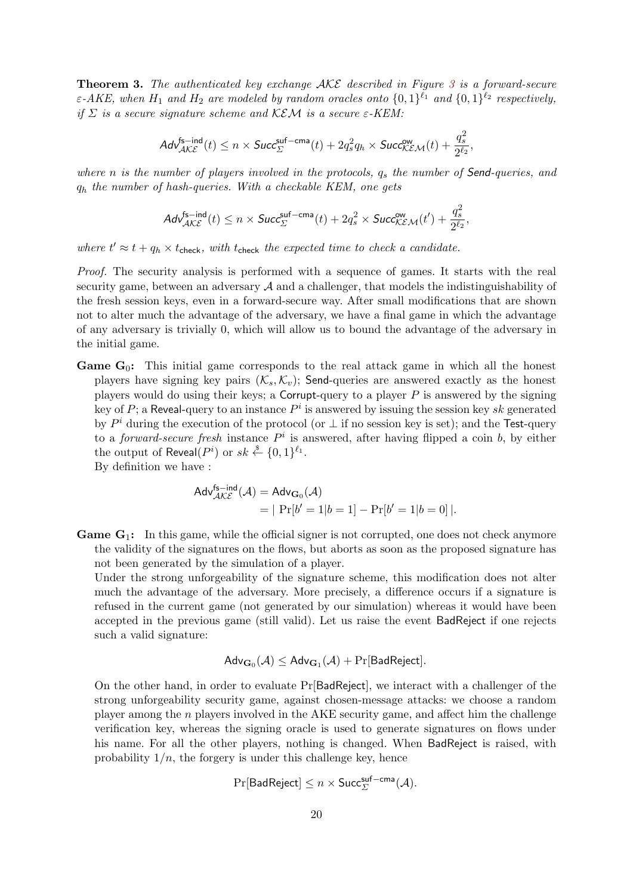**Theorem 3.** *The authenticated key exchange $\mathcal{AKE}$ described in Figure 3 is a forward-secure $\varepsilon$-AKE, when $H_1$ and $H_2$ are modeled by random oracles onto $\{0,1\}^{\ell_1}$ and $\{0,1\}^{\ell_2}$ respectively, if $\Sigma$ is a secure signature scheme and $\mathcal{KEM}$ is a secure $\varepsilon$-KEM:*

$$\mathsf{Adv}^{\mathsf{fs-ind}}_{\mathcal{AKE}}(t) \leq n \times \mathsf{Succ}^{\mathsf{suf-cma}}_{\Sigma}(t) + 2q_s^2 q_h \times \mathsf{Succ}^{\mathsf{ow}}_{\mathcal{KEM}}(t) + \frac{q_s^2}{2^{\ell_2}},$$

*where $n$ is the number of players involved in the protocols, $q_s$ the number of* Send*-queries, and $q_h$ the number of hash-queries. With a checkable KEM, one gets*

$$\mathsf{Adv}^{\mathsf{fs-ind}}_{\mathcal{AKE}}(t) \leq n \times \mathsf{Succ}^{\mathsf{suf-cma}}_{\Sigma}(t) + 2q_s^2 \times \mathsf{Succ}^{\mathsf{ow}}_{\mathcal{KEM}}(t') + \frac{q_s^2}{2^{\ell_2}},$$

*where $t' \approx t + q_h \times t_{\mathsf{check}}$, with $t_{\mathsf{check}}$ the expected time to check a candidate.*

*Proof.* The security analysis is performed with a sequence of games. It starts with the real security game, between an adversary $\mathcal{A}$ and a challenger, that models the indistinguishability of the fresh session keys, even in a forward-secure way. After small modifications that are shown not to alter much the advantage of the adversary, we have a final game in which the advantage of any adversary is trivially 0, which will allow us to bound the advantage of the adversary in the initial game.

**Game $\mathbf{G}_0$:** This initial game corresponds to the real attack game in which all the honest players have signing key pairs $(\mathcal{K}_s, \mathcal{K}_v)$; Send-queries are answered exactly as the honest players would do using their keys; a Corrupt-query to a player $P$ is answered by the signing key of $P$; a Reveal-query to an instance $P^i$ is answered by issuing the session key $sk$ generated by $P^i$ during the execution of the protocol (or $\perp$ if no session key is set); and the Test-query to a *forward-secure fresh* instance $P^i$ is answered, after having flipped a coin $b$, by either the output of $\mathsf{Reveal}(P^i)$ or $sk \stackrel{\$}{\leftarrow} \{0,1\}^{\ell_1}$.

By definition we have :

$$\begin{aligned}
\mathsf{Adv}^{\mathsf{fs-ind}}_{\mathcal{AKE}}(\mathcal{A}) &= \mathsf{Adv}_{\mathbf{G}_0}(\mathcal{A}) \\
&= |\ \Pr[b' = 1 | b = 1] - \Pr[b' = 1 | b = 0]\ |.
\end{aligned}$$

**Game $\mathbf{G}_1$:** In this game, while the official signer is not corrupted, one does not check anymore the validity of the signatures on the flows, but aborts as soon as the proposed signature has not been generated by the simulation of a player.

Under the strong unforgeability of the signature scheme, this modification does not alter much the advantage of the adversary. More precisely, a difference occurs if a signature is refused in the current game (not generated by our simulation) whereas it would have been accepted in the previous game (still valid). Let us raise the event BadReject if one rejects such a valid signature:

$$\mathsf{Adv}_{\mathbf{G}_0}(\mathcal{A}) \leq \mathsf{Adv}_{\mathbf{G}_1}(\mathcal{A}) + \Pr[\mathsf{BadReject}].$$

On the other hand, in order to evaluate $\Pr[\mathsf{BadReject}]$, we interact with a challenger of the strong unforgeability security game, against chosen-message attacks: we choose a random player among the $n$ players involved in the AKE security game, and affect him the challenge verification key, whereas the signing oracle is used to generate signatures on flows under his name. For all the other players, nothing is changed. When BadReject is raised, with probability $1/n$, the forgery is under this challenge key, hence

$$\Pr[\mathsf{BadReject}] \leq n \times \mathsf{Succ}^{\mathsf{suf-cma}}_{\Sigma}(\mathcal{A}).$$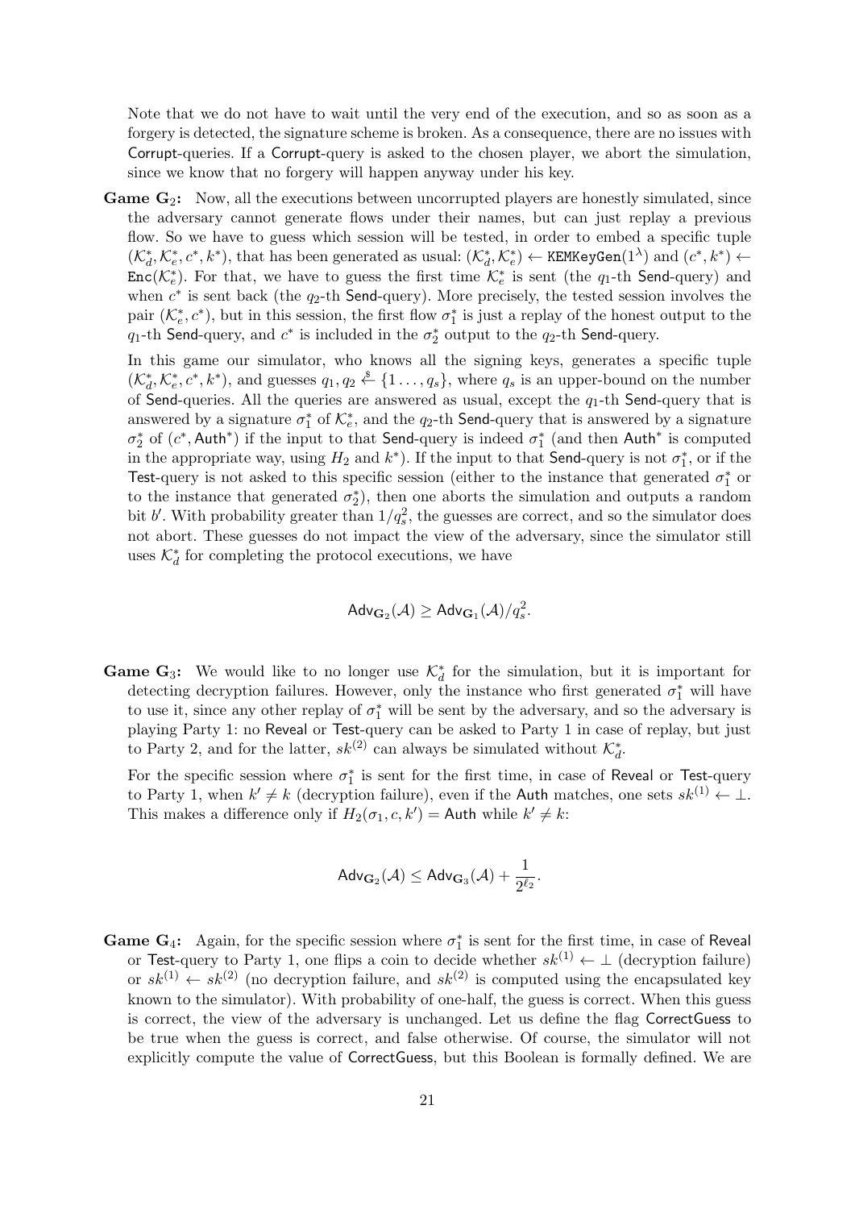Note that we do not have to wait until the very end of the execution, and so as soon as a forgery is detected, the signature scheme is broken. As a consequence, there are no issues with Corrupt-queries. If a Corrupt-query is asked to the chosen player, we abort the simulation, since we know that no forgery will happen anyway under his key.

**Game $\mathbf{G}_2$:** Now, all the executions between uncorrupted players are honestly simulated, since the adversary cannot generate flows under their names, but can just replay a previous flow. So we have to guess which session will be tested, in order to embed a specific tuple $(\mathcal{K}_d^*, \mathcal{K}_e^*, c^*, k^*)$, that has been generated as usual: $(\mathcal{K}_d^*, \mathcal{K}_e^*) \leftarrow \texttt{KEMKeyGen}(1^\lambda)$ and $(c^*, k^*) \leftarrow \texttt{Enc}(\mathcal{K}_e^*)$. For that, we have to guess the first time $\mathcal{K}_e^*$ is sent (the $q_1$-th Send-query) and when $c^*$ is sent back (the $q_2$-th Send-query). More precisely, the tested session involves the pair $(\mathcal{K}_e^*, c^*)$, but in this session, the first flow $\sigma_1^*$ is just a replay of the honest output to the $q_1$-th Send-query, and $c^*$ is included in the $\sigma_2^*$ output to the $q_2$-th Send-query.

In this game our simulator, who knows all the signing keys, generates a specific tuple $(\mathcal{K}_d^*, \mathcal{K}_e^*, c^*, k^*)$, and guesses $q_1, q_2 \xleftarrow{\$} \{1 \ldots, q_s\}$, where $q_s$ is an upper-bound on the number of Send-queries. All the queries are answered as usual, except the $q_1$-th Send-query that is answered by a signature $\sigma_1^*$ of $\mathcal{K}_e^*$, and the $q_2$-th Send-query that is answered by a signature $\sigma_2^*$ of $(c^*, \mathsf{Auth}^*)$ if the input to that Send-query is indeed $\sigma_1^*$ (and then $\mathsf{Auth}^*$ is computed in the appropriate way, using $H_2$ and $k^*$). If the input to that Send-query is not $\sigma_1^*$, or if the Test-query is not asked to this specific session (either to the instance that generated $\sigma_1^*$ or to the instance that generated $\sigma_2^*$), then one aborts the simulation and outputs a random bit $b'$. With probability greater than $1/q_s^2$, the guesses are correct, and so the simulator does not abort. These guesses do not impact the view of the adversary, since the simulator still uses $\mathcal{K}_d^*$ for completing the protocol executions, we have

$$\mathsf{Adv}_{\mathbf{G}_2}(\mathcal{A}) \geq \mathsf{Adv}_{\mathbf{G}_1}(\mathcal{A})/q_s^2.$$

**Game $\mathbf{G}_3$:** We would like to no longer use $\mathcal{K}_d^*$ for the simulation, but it is important for detecting decryption failures. However, only the instance who first generated $\sigma_1^*$ will have to use it, since any other replay of $\sigma_1^*$ will be sent by the adversary, and so the adversary is playing Party 1: no Reveal or Test-query can be asked to Party 1 in case of replay, but just to Party 2, and for the latter, $sk^{(2)}$ can always be simulated without $\mathcal{K}_d^*$.

For the specific session where $\sigma_1^*$ is sent for the first time, in case of Reveal or Test-query to Party 1, when $k' \neq k$ (decryption failure), even if the Auth matches, one sets $sk^{(1)} \leftarrow \perp$. This makes a difference only if $H_2(\sigma_1, c, k') = \mathsf{Auth}$ while $k' \neq k$:

$$\mathsf{Adv}_{\mathbf{G}_2}(\mathcal{A}) \leq \mathsf{Adv}_{\mathbf{G}_3}(\mathcal{A}) + \frac{1}{2^{\ell_2}}.$$

**Game $\mathbf{G}_4$:** Again, for the specific session where $\sigma_1^*$ is sent for the first time, in case of Reveal or Test-query to Party 1, one flips a coin to decide whether $sk^{(1)} \leftarrow \perp$ (decryption failure) or $sk^{(1)} \leftarrow sk^{(2)}$ (no decryption failure, and $sk^{(2)}$ is computed using the encapsulated key known to the simulator). With probability of one-half, the guess is correct. When this guess is correct, the view of the adversary is unchanged. Let us define the flag CorrectGuess to be true when the guess is correct, and false otherwise. Of course, the simulator will not explicitly compute the value of CorrectGuess, but this Boolean is formally defined. We are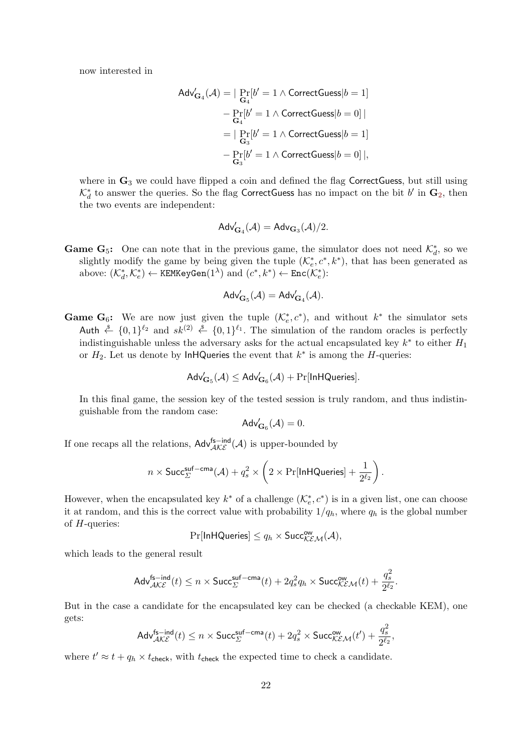now interested in

$$\begin{aligned}
\mathsf{Adv}'_{\mathbf{G}_4}(\mathcal{A}) &= |\Pr_{\mathbf{G}_4}[b'=1 \wedge \mathsf{CorrectGuess}|b=1] \\
&\quad - \Pr_{\mathbf{G}_4}[b'=1 \wedge \mathsf{CorrectGuess}|b=0]\,| \\
&= |\Pr_{\mathbf{G}_3}[b'=1 \wedge \mathsf{CorrectGuess}|b=1] \\
&\quad - \Pr_{\mathbf{G}_3}[b'=1 \wedge \mathsf{CorrectGuess}|b=0]\,|,
\end{aligned}$$

where in $\mathbf{G}_3$ we could have flipped a coin and defined the flag CorrectGuess, but still using $\mathcal{K}_d^*$ to answer the queries. So the flag CorrectGuess has no impact on the bit $b'$ in $\mathbf{G}_2$, then the two events are independent:

$$\mathsf{Adv}'_{\mathbf{G}_4}(\mathcal{A}) = \mathsf{Adv}_{\mathbf{G}_3}(\mathcal{A})/2.$$

**Game $\mathbf{G}_5$:** One can note that in the previous game, the simulator does not need $\mathcal{K}_d^*$, so we slightly modify the game by being given the tuple $(\mathcal{K}_e^*, c^*, k^*)$, that has been generated as above: $(\mathcal{K}_d^*, \mathcal{K}_e^*) \leftarrow \mathtt{KEMKeyGen}(1^\lambda)$ and $(c^*, k^*) \leftarrow \mathtt{Enc}(\mathcal{K}_e^*)$:

$$\mathsf{Adv}'_{\mathbf{G}_5}(\mathcal{A}) = \mathsf{Adv}'_{\mathbf{G}_4}(\mathcal{A}).$$

**Game $\mathbf{G}_6$:** We are now just given the tuple $(\mathcal{K}_e^*, c^*)$, and without $k^*$ the simulator sets $\mathsf{Auth} \stackrel{\$}{\leftarrow} \{0,1\}^{\ell_2}$ and $sk^{(2)} \stackrel{\$}{\leftarrow} \{0,1\}^{\ell_1}$. The simulation of the random oracles is perfectly indistinguishable unless the adversary asks for the actual encapsulated key $k^*$ to either $H_1$ or $H_2$. Let us denote by InHQueries the event that $k^*$ is among the $H$-queries:

$$\mathsf{Adv}'_{\mathbf{G}_5}(\mathcal{A}) \leq \mathsf{Adv}'_{\mathbf{G}_6}(\mathcal{A}) + \Pr[\mathsf{InHQueries}].$$

In this final game, the session key of the tested session is truly random, and thus indistinguishable from the random case:

$$\mathsf{Adv}'_{\mathbf{G}_6}(\mathcal{A}) = 0.$$

If one recaps all the relations, $\mathsf{Adv}^{\mathsf{fs-ind}}_{\mathcal{AKE}}(\mathcal{A})$ is upper-bounded by

$$n \times \mathsf{Succ}^{\mathsf{suf-cma}}_{\Sigma}(\mathcal{A}) + q_s^2 \times \left(2 \times \Pr[\mathsf{InHQueries}] + \frac{1}{2^{\ell_2}}\right).$$

However, when the encapsulated key $k^*$ of a challenge $(\mathcal{K}_e^*, c^*)$ is in a given list, one can choose it at random, and this is the correct value with probability $1/q_h$, where $q_h$ is the global number of $H$-queries:

$$\Pr[\mathsf{InHQueries}] \leq q_h \times \mathsf{Succ}^{\mathsf{ow}}_{\mathcal{KEM}}(\mathcal{A}),$$

which leads to the general result

$$\mathsf{Adv}^{\mathsf{fs-ind}}_{\mathcal{AKE}}(t) \leq n \times \mathsf{Succ}^{\mathsf{suf-cma}}_{\Sigma}(t) + 2q_s^2 q_h \times \mathsf{Succ}^{\mathsf{ow}}_{\mathcal{KEM}}(t) + \frac{q_s^2}{2^{\ell_2}}.$$

But in the case a candidate for the encapsulated key can be checked (a checkable KEM), one gets:

$$\mathsf{Adv}^{\mathsf{fs-ind}}_{\mathcal{AKE}}(t) \leq n \times \mathsf{Succ}^{\mathsf{suf-cma}}_{\Sigma}(t) + 2q_s^2 \times \mathsf{Succ}^{\mathsf{ow}}_{\mathcal{KEM}}(t') + \frac{q_s^2}{2^{\ell_2}},$$

where $t' \approx t + q_h \times t_{\mathsf{check}}$, with $t_{\mathsf{check}}$ the expected time to check a candidate.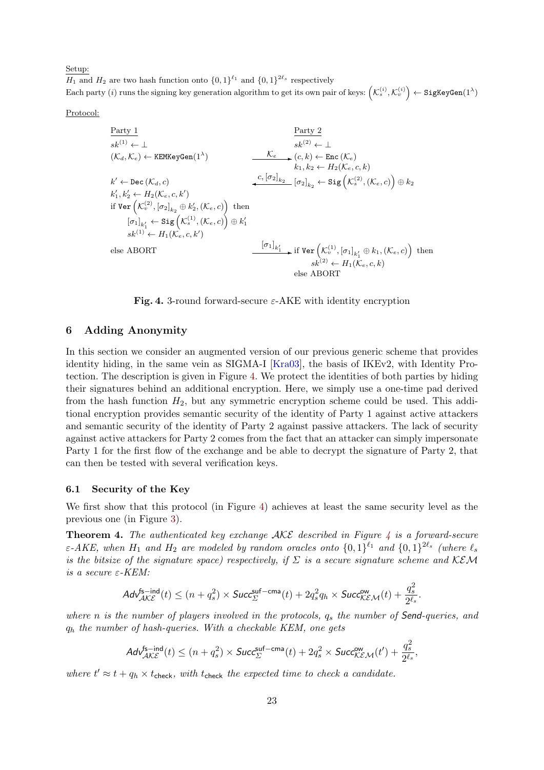Setup:
$H_1$ and $H_2$ are two hash function onto $\{0,1\}^{\ell_1}$ and $\{0,1\}^{2\ell_s}$ respectively
Each party $(i)$ runs the signing key generation algorithm to get its own pair of keys: $\left(\mathcal{K}_s^{(i)}, \mathcal{K}_v^{(i)}\right) \leftarrow \texttt{SigKeyGen}(1^\lambda)$

Protocol:

**Party 1**

$sk^{(1)} \leftarrow \perp$
$(\mathcal{K}_d, \mathcal{K}_e) \leftarrow \texttt{KEMKeyGen}(1^\lambda)$ $\quad \xrightarrow{\mathcal{K}_e}$

**Party 2**

$sk^{(2)} \leftarrow \perp$
$(c, k) \leftarrow \texttt{Enc}(\mathcal{K}_e)$
$k_1, k_2 \leftarrow H_2(\mathcal{K}_e, c, k)$
$[\sigma_2]_{k_2} \leftarrow \texttt{Sig}\left(\mathcal{K}_s^{(2)}, (\mathcal{K}_e, c)\right) \oplus k_2$ $\quad \xleftarrow{c, [\sigma_2]_{k_2}}$

**Party 1**

$k' \leftarrow \texttt{Dec}(\mathcal{K}_d, c)$
$k'_1, k'_2 \leftarrow H_2(\mathcal{K}_e, c, k')$
if $\texttt{Ver}\left(\mathcal{K}_v^{(2)}, [\sigma_2]_{k_2} \oplus k'_2, (\mathcal{K}_e, c)\right)$ then
  $[\sigma_1]_{k'_1} \leftarrow \texttt{Sig}\left(\mathcal{K}_s^{(1)}, (\mathcal{K}_e, c)\right) \oplus k'_1$
  $sk^{(1)} \leftarrow H_1(\mathcal{K}_e, c, k')$
else ABORT $\quad \xrightarrow{[\sigma_1]_{k'_1}}$

**Party 2**

if $\texttt{Ver}\left(\mathcal{K}_v^{(1)}, [\sigma_1]_{k'_1} \oplus k_1, (\mathcal{K}_e, c)\right)$ then
  $sk^{(2)} \leftarrow H_1(\mathcal{K}_e, c, k)$
else ABORT

**Fig. 4.** 3-round forward-secure $\varepsilon$-AKE with identity encryption

## 6 Adding Anonymity

In this section we consider an augmented version of our previous generic scheme that provides identity hiding, in the same vein as SIGMA-I [Kra03], the basis of IKEv2, with Identity Protection. The description is given in Figure 4. We protect the identities of both parties by hiding their signatures behind an additional encryption. Here, we simply use a one-time pad derived from the hash function $H_2$, but any symmetric encryption scheme could be used. This additional encryption provides semantic security of the identity of Party 1 against active attackers and semantic security of the identity of Party 2 against passive attackers. The lack of security against active attackers for Party 2 comes from the fact that an attacker can simply impersonate Party 1 for the first flow of the exchange and be able to decrypt the signature of Party 2, that can then be tested with several verification keys.

### 6.1 Security of the Key

We first show that this protocol (in Figure 4) achieves at least the same security level as the previous one (in Figure 3).

**Theorem 4.** *The authenticated key exchange $\mathcal{AKE}$ described in Figure 4 is a forward-secure $\varepsilon$-AKE, when $H_1$ and $H_2$ are modeled by random oracles onto $\{0,1\}^{\ell_1}$ and $\{0,1\}^{2\ell_s}$ (where $\ell_s$ is the bitsize of the signature space) respectively, if $\Sigma$ is a secure signature scheme and $\mathcal{KEM}$ is a secure $\varepsilon$-KEM:*

$$\mathsf{Adv}_{\mathcal{AKE}}^{\mathsf{fs-ind}}(t) \leq (n + q_s^2) \times \mathsf{Succ}_{\Sigma}^{\mathsf{suf-cma}}(t) + 2q_s^2 q_h \times \mathsf{Succ}_{\mathcal{KEM}}^{\mathsf{ow}}(t) + \frac{q_s^2}{2^{\ell_s}}.$$

*where $n$ is the number of players involved in the protocols, $q_s$ the number of* Send*-queries, and $q_h$ the number of hash-queries. With a checkable KEM, one gets*

$$\mathsf{Adv}_{\mathcal{AKE}}^{\mathsf{fs-ind}}(t) \leq (n + q_s^2) \times \mathsf{Succ}_{\Sigma}^{\mathsf{suf-cma}}(t) + 2q_s^2 \times \mathsf{Succ}_{\mathcal{KEM}}^{\mathsf{ow}}(t') + \frac{q_s^2}{2^{\ell_s}},$$

*where $t' \approx t + q_h \times t_{\mathsf{check}}$, with $t_{\mathsf{check}}$ the expected time to check a candidate.*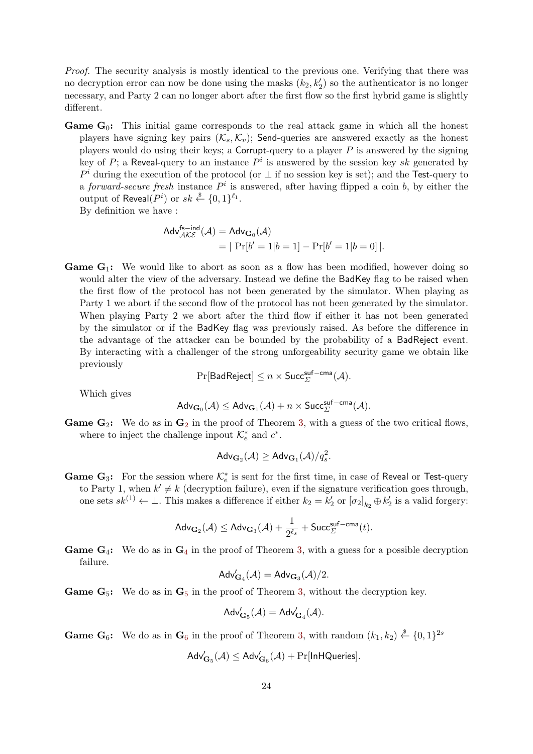*Proof.* The security analysis is mostly identical to the previous one. Verifying that there was no decryption error can now be done using the masks $(k_2, k'_2)$ so the authenticator is no longer necessary, and Party 2 can no longer abort after the first flow so the first hybrid game is slightly different.

**Game $\mathbf{G}_0$:** This initial game corresponds to the real attack game in which all the honest players have signing key pairs $(\mathcal{K}_s, \mathcal{K}_v)$; Send-queries are answered exactly as the honest players would do using their keys; a Corrupt-query to a player $P$ is answered by the signing key of $P$; a Reveal-query to an instance $P^i$ is answered by the session key $sk$ generated by $P^i$ during the execution of the protocol (or $\perp$ if no session key is set); and the Test-query to a *forward-secure fresh* instance $P^i$ is answered, after having flipped a coin $b$, by either the output of Reveal$(P^i)$ or $sk \xleftarrow{\$} \{0,1\}^{\ell_1}$.

By definition we have :

$$\begin{aligned}\mathsf{Adv}^{\mathsf{fs-ind}}_{\mathcal{AKE}}(\mathcal{A}) &= \mathsf{Adv}_{\mathbf{G}_0}(\mathcal{A}) \\ &= |\ \Pr[b' = 1 | b = 1] - \Pr[b' = 1 | b = 0]\ |.\end{aligned}$$

**Game $\mathbf{G}_1$:** We would like to abort as soon as a flow has been modified, however doing so would alter the view of the adversary. Instead we define the BadKey flag to be raised when the first flow of the protocol has not been generated by the simulator. When playing as Party 1 we abort if the second flow of the protocol has not been generated by the simulator. When playing Party 2 we abort after the third flow if either it has not been generated by the simulator or if the BadKey flag was previously raised. As before the difference in the advantage of the attacker can be bounded by the probability of a BadReject event. By interacting with a challenger of the strong unforgeability security game we obtain like previously

$$\Pr[\mathsf{BadReject}] \leq n \times \mathsf{Succ}^{\mathsf{suf-cma}}_{\Sigma}(\mathcal{A}).$$

Which gives

$$\mathsf{Adv}_{\mathbf{G}_0}(\mathcal{A}) \leq \mathsf{Adv}_{\mathbf{G}_1}(\mathcal{A}) + n \times \mathsf{Succ}^{\mathsf{suf-cma}}_{\Sigma}(\mathcal{A}).$$

**Game $\mathbf{G}_2$:** We do as in $\mathbf{G}_2$ in the proof of Theorem 3, with a guess of the two critical flows, where to inject the challenge inpout $\mathcal{K}_e^*$ and $c^*$.

$$\mathsf{Adv}_{\mathbf{G}_2}(\mathcal{A}) \geq \mathsf{Adv}_{\mathbf{G}_1}(\mathcal{A})/q_s^2.$$

**Game $\mathbf{G}_3$:** For the session where $\mathcal{K}_e^*$ is sent for the first time, in case of Reveal or Test-query to Party 1, when $k' \neq k$ (decryption failure), even if the signature verification goes through, one sets $sk^{(1)} \leftarrow \perp$. This makes a difference if either $k_2 = k'_2$ or $[\sigma_2]_{k_2} \oplus k'_2$ is a valid forgery:

$$\mathsf{Adv}_{\mathbf{G}_2}(\mathcal{A}) \leq \mathsf{Adv}_{\mathbf{G}_3}(\mathcal{A}) + \frac{1}{2^{\ell_s}} + \mathsf{Succ}^{\mathsf{suf-cma}}_{\Sigma}(t).$$

**Game $\mathbf{G}_4$:** We do as in $\mathbf{G}_4$ in the proof of Theorem 3, with a guess for a possible decryption failure.

$$\mathsf{Adv}'_{\mathbf{G}_4}(\mathcal{A}) = \mathsf{Adv}_{\mathbf{G}_3}(\mathcal{A})/2.$$

**Game $\mathbf{G}_5$:** We do as in $\mathbf{G}_5$ in the proof of Theorem 3, without the decryption key.

$$\mathsf{Adv}'_{\mathbf{G}_5}(\mathcal{A}) = \mathsf{Adv}'_{\mathbf{G}_4}(\mathcal{A}).$$

**Game $\mathbf{G}_6$:** We do as in $\mathbf{G}_6$ in the proof of Theorem 3, with random $(k_1, k_2) \xleftarrow{\$} \{0,1\}^{2s}$

$$\mathsf{Adv}'_{\mathbf{G}_5}(\mathcal{A}) \leq \mathsf{Adv}'_{\mathbf{G}_6}(\mathcal{A}) + \Pr[\mathsf{InHQueries}].$$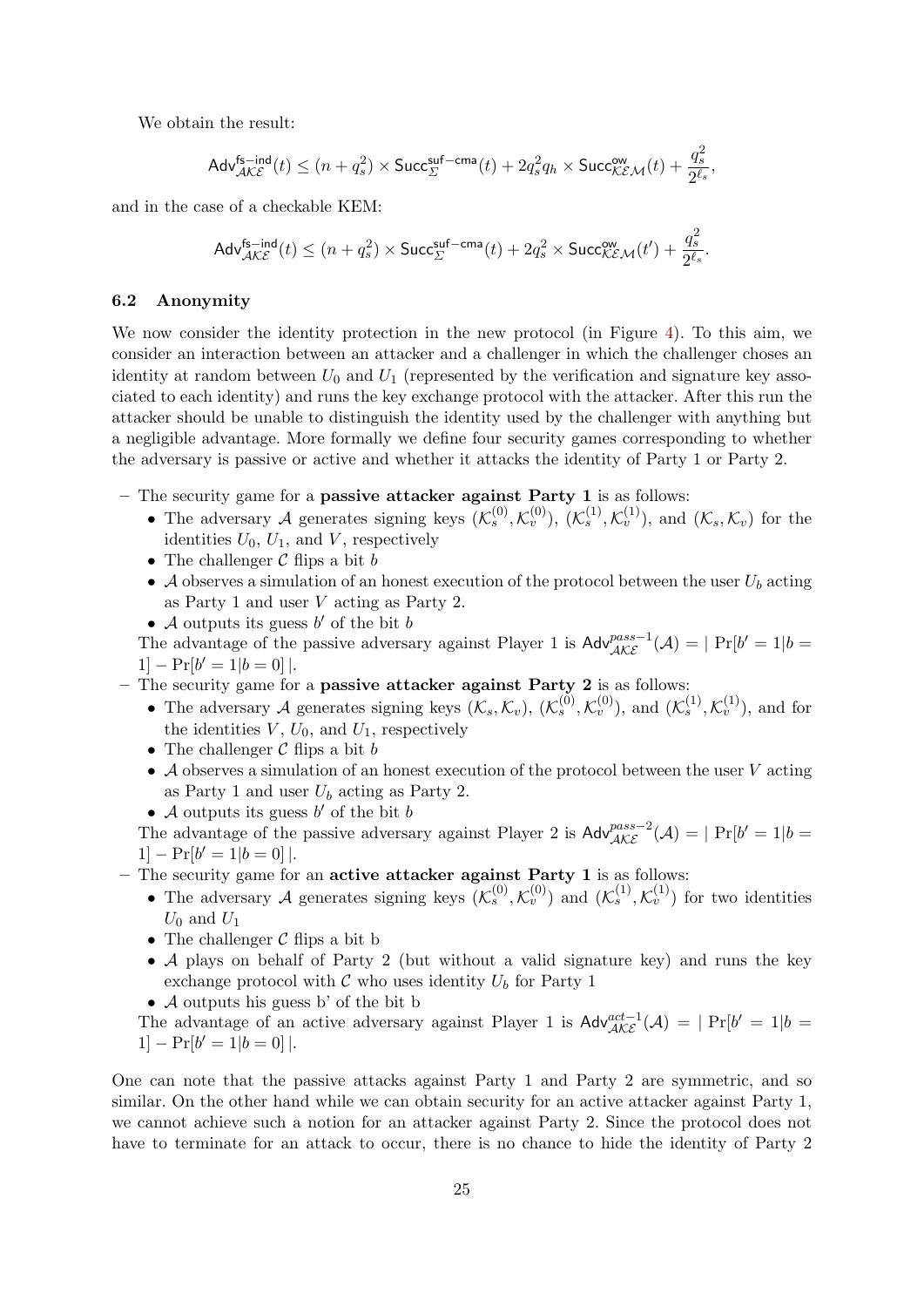We obtain the result:

$$\mathsf{Adv}^{\mathsf{fs-ind}}_{\mathcal{AKE}}(t) \leq (n + q_s^2) \times \mathsf{Succ}^{\mathsf{suf-cma}}_{\Sigma}(t) + 2q_s^2 q_h \times \mathsf{Succ}^{\mathsf{ow}}_{\mathcal{KEM}}(t) + \frac{q_s^2}{2^{\ell_s}},$$

and in the case of a checkable KEM:

$$\mathsf{Adv}^{\mathsf{fs-ind}}_{\mathcal{AKE}}(t) \leq (n + q_s^2) \times \mathsf{Succ}^{\mathsf{suf-cma}}_{\Sigma}(t) + 2q_s^2 \times \mathsf{Succ}^{\mathsf{ow}}_{\mathcal{KEM}}(t') + \frac{q_s^2}{2^{\ell_s}}.$$

### 6.2 Anonymity

We now consider the identity protection in the new protocol (in Figure 4). To this aim, we consider an interaction between an attacker and a challenger in which the challenger choses an identity at random between $U_0$ and $U_1$ (represented by the verification and signature key associated to each identity) and runs the key exchange protocol with the attacker. After this run the attacker should be unable to distinguish the identity used by the challenger with anything but a negligible advantage. More formally we define four security games corresponding to whether the adversary is passive or active and whether it attacks the identity of Party 1 or Party 2.

- The security game for a **passive attacker against Party 1** is as follows:
  - The adversary $\mathcal{A}$ generates signing keys $(\mathcal{K}_s^{(0)}, \mathcal{K}_v^{(0)})$, $(\mathcal{K}_s^{(1)}, \mathcal{K}_v^{(1)})$, and $(\mathcal{K}_s, \mathcal{K}_v)$ for the identities $U_0$, $U_1$, and $V$, respectively
  - The challenger $\mathcal{C}$ flips a bit $b$
  - $\mathcal{A}$ observes a simulation of an honest execution of the protocol between the user $U_b$ acting as Party 1 and user $V$ acting as Party 2.
  - $\mathcal{A}$ outputs its guess $b'$ of the bit $b$

  The advantage of the passive adversary against Player 1 is $\mathsf{Adv}^{pass-1}_{\mathcal{AKE}}(\mathcal{A}) = |\Pr[b' = 1|b = 1] - \Pr[b' = 1|b = 0]|$.
- The security game for a **passive attacker against Party 2** is as follows:
  - The adversary $\mathcal{A}$ generates signing keys $(\mathcal{K}_s, \mathcal{K}_v)$, $(\mathcal{K}_s^{(0)}, \mathcal{K}_v^{(0)})$, and $(\mathcal{K}_s^{(1)}, \mathcal{K}_v^{(1)})$, and for the identities $V$, $U_0$, and $U_1$, respectively
  - The challenger $\mathcal{C}$ flips a bit $b$
  - $\mathcal{A}$ observes a simulation of an honest execution of the protocol between the user $V$ acting as Party 1 and user $U_b$ acting as Party 2.
  - $\mathcal{A}$ outputs its guess $b'$ of the bit $b$

  The advantage of the passive adversary against Player 2 is $\mathsf{Adv}^{pass-2}_{\mathcal{AKE}}(\mathcal{A}) = |\Pr[b' = 1|b = 1] - \Pr[b' = 1|b = 0]|$.
- The security game for an **active attacker against Party 1** is as follows:
  - The adversary $\mathcal{A}$ generates signing keys $(\mathcal{K}_s^{(0)}, \mathcal{K}_v^{(0)})$ and $(\mathcal{K}_s^{(1)}, \mathcal{K}_v^{(1)})$ for two identities $U_0$ and $U_1$
  - The challenger $\mathcal{C}$ flips a bit b
  - $\mathcal{A}$ plays on behalf of Party 2 (but without a valid signature key) and runs the key exchange protocol with $\mathcal{C}$ who uses identity $U_b$ for Party 1
  - $\mathcal{A}$ outputs his guess b' of the bit b

  The advantage of an active adversary against Player 1 is $\mathsf{Adv}^{act-1}_{\mathcal{AKE}}(\mathcal{A}) = |\Pr[b' = 1|b = 1] - \Pr[b' = 1|b = 0]|$.

One can note that the passive attacks against Party 1 and Party 2 are symmetric, and so similar. On the other hand while we can obtain security for an active attacker against Party 1, we cannot achieve such a notion for an attacker against Party 2. Since the protocol does not have to terminate for an attack to occur, there is no chance to hide the identity of Party 2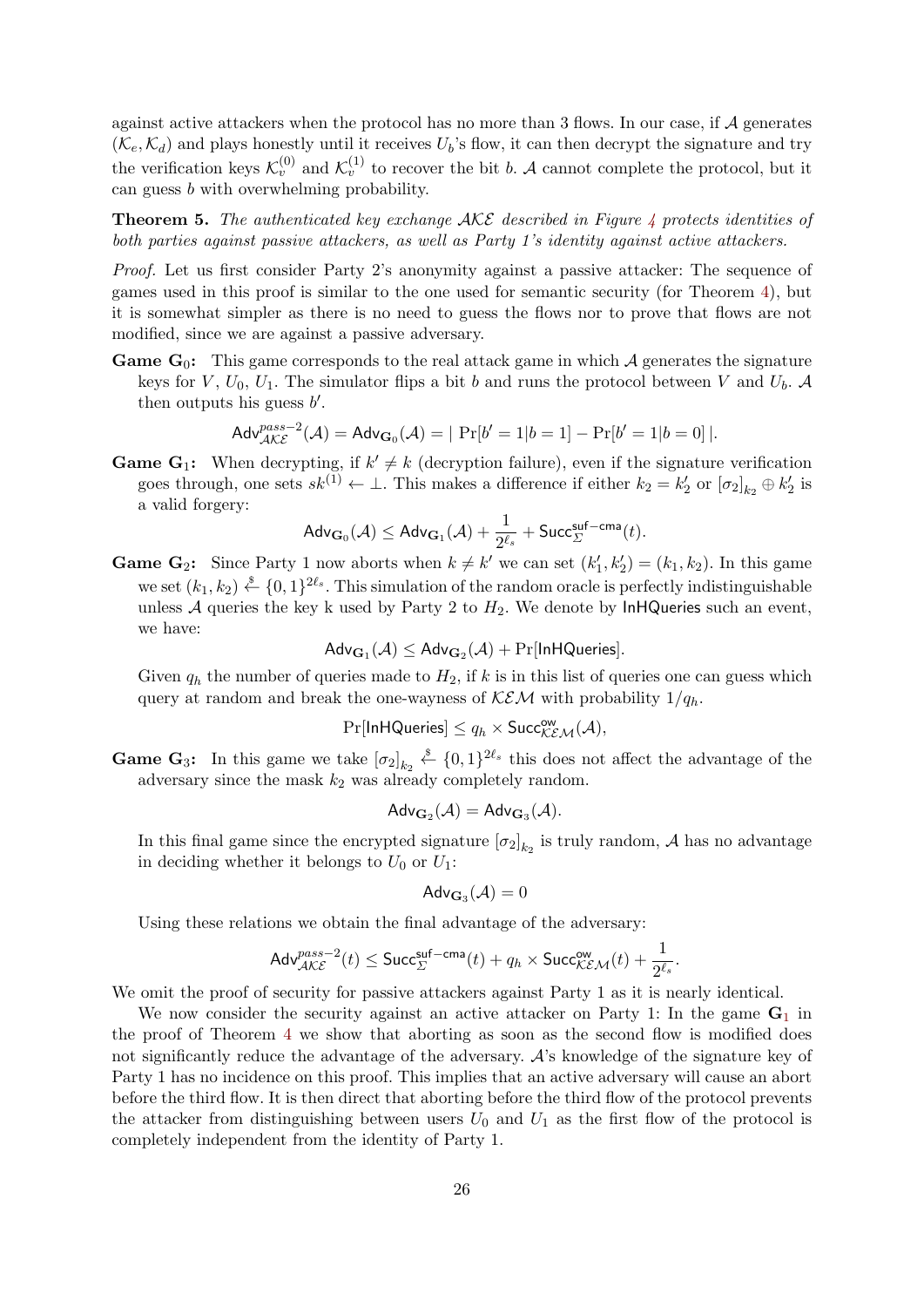against active attackers when the protocol has no more than 3 flows. In our case, if $\mathcal{A}$ generates $(\mathcal{K}_e, \mathcal{K}_d)$ and plays honestly until it receives $U_b$'s flow, it can then decrypt the signature and try the verification keys $\mathcal{K}_v^{(0)}$ and $\mathcal{K}_v^{(1)}$ to recover the bit $b$. $\mathcal{A}$ cannot complete the protocol, but it can guess $b$ with overwhelming probability.

**Theorem 5.** *The authenticated key exchange $\mathcal{AKE}$ described in Figure 4 protects identities of both parties against passive attackers, as well as Party 1's identity against active attackers.*

*Proof.* Let us first consider Party 2's anonymity against a passive attacker: The sequence of games used in this proof is similar to the one used for semantic security (for Theorem 4), but it is somewhat simpler as there is no need to guess the flows nor to prove that flows are not modified, since we are against a passive adversary.

**Game $\mathbf{G}_0$:** This game corresponds to the real attack game in which $\mathcal{A}$ generates the signature keys for $V$, $U_0$, $U_1$. The simulator flips a bit $b$ and runs the protocol between $V$ and $U_b$. $\mathcal{A}$ then outputs his guess $b'$.

$$\mathsf{Adv}^{pass-2}_{\mathcal{AKE}}(\mathcal{A}) = \mathsf{Adv}_{\mathbf{G}_0}(\mathcal{A}) = |\ \Pr[b' = 1|b = 1] - \Pr[b' = 1|b = 0]\ |.$$

**Game $\mathbf{G}_1$:** When decrypting, if $k' \neq k$ (decryption failure), even if the signature verification goes through, one sets $sk^{(1)} \leftarrow \bot$. This makes a difference if either $k_2 = k_2'$ or $[\sigma_2]_{k_2} \oplus k_2'$ is a valid forgery:

$$\mathsf{Adv}_{\mathbf{G}_0}(\mathcal{A}) \leq \mathsf{Adv}_{\mathbf{G}_1}(\mathcal{A}) + \frac{1}{2^{\ell_s}} + \mathsf{Succ}^{\mathsf{suf-cma}}_{\Sigma}(t).$$

**Game $\mathbf{G}_2$:** Since Party 1 now aborts when $k \neq k'$ we can set $(k_1', k_2') = (k_1, k_2)$. In this game we set $(k_1, k_2) \xleftarrow{\$} \{0,1\}^{2\ell_s}$. This simulation of the random oracle is perfectly indistinguishable unless $\mathcal{A}$ queries the key k used by Party 2 to $H_2$. We denote by $\mathsf{InHQueries}$ such an event, we have:

$$\mathsf{Adv}_{\mathbf{G}_1}(\mathcal{A}) \leq \mathsf{Adv}_{\mathbf{G}_2}(\mathcal{A}) + \Pr[\mathsf{InHQueries}].$$

Given $q_h$ the number of queries made to $H_2$, if $k$ is in this list of queries one can guess which query at random and break the one-wayness of $\mathcal{KEM}$ with probability $1/q_h$.

$$\Pr[\mathsf{InHQueries}] \leq q_h \times \mathsf{Succ}^{\mathsf{ow}}_{\mathcal{KEM}}(\mathcal{A}),$$

**Game $\mathbf{G}_3$:** In this game we take $[\sigma_2]_{k_2} \xleftarrow{\$} \{0,1\}^{2\ell_s}$ this does not affect the advantage of the adversary since the mask $k_2$ was already completely random.

$$\mathsf{Adv}_{\mathbf{G}_2}(\mathcal{A}) = \mathsf{Adv}_{\mathbf{G}_3}(\mathcal{A}).$$

In this final game since the encrypted signature $[\sigma_2]_{k_2}$ is truly random, $\mathcal{A}$ has no advantage in deciding whether it belongs to $U_0$ or $U_1$:

$$\mathsf{Adv}_{\mathbf{G}_3}(\mathcal{A}) = 0$$

Using these relations we obtain the final advantage of the adversary:

$$\mathsf{Adv}^{pass-2}_{\mathcal{AKE}}(t) \leq \mathsf{Succ}^{\mathsf{suf-cma}}_{\Sigma}(t) + q_h \times \mathsf{Succ}^{\mathsf{ow}}_{\mathcal{KEM}}(t) + \frac{1}{2^{\ell_s}}.$$

We omit the proof of security for passive attackers against Party 1 as it is nearly identical.

We now consider the security against an active attacker on Party 1: In the game $\mathbf{G}_1$ in the proof of Theorem 4 we show that aborting as soon as the second flow is modified does not significantly reduce the advantage of the adversary. $\mathcal{A}$'s knowledge of the signature key of Party 1 has no incidence on this proof. This implies that an active adversary will cause an abort before the third flow. It is then direct that aborting before the third flow of the protocol prevents the attacker from distinguishing between users $U_0$ and $U_1$ as the first flow of the protocol is completely independent from the identity of Party 1.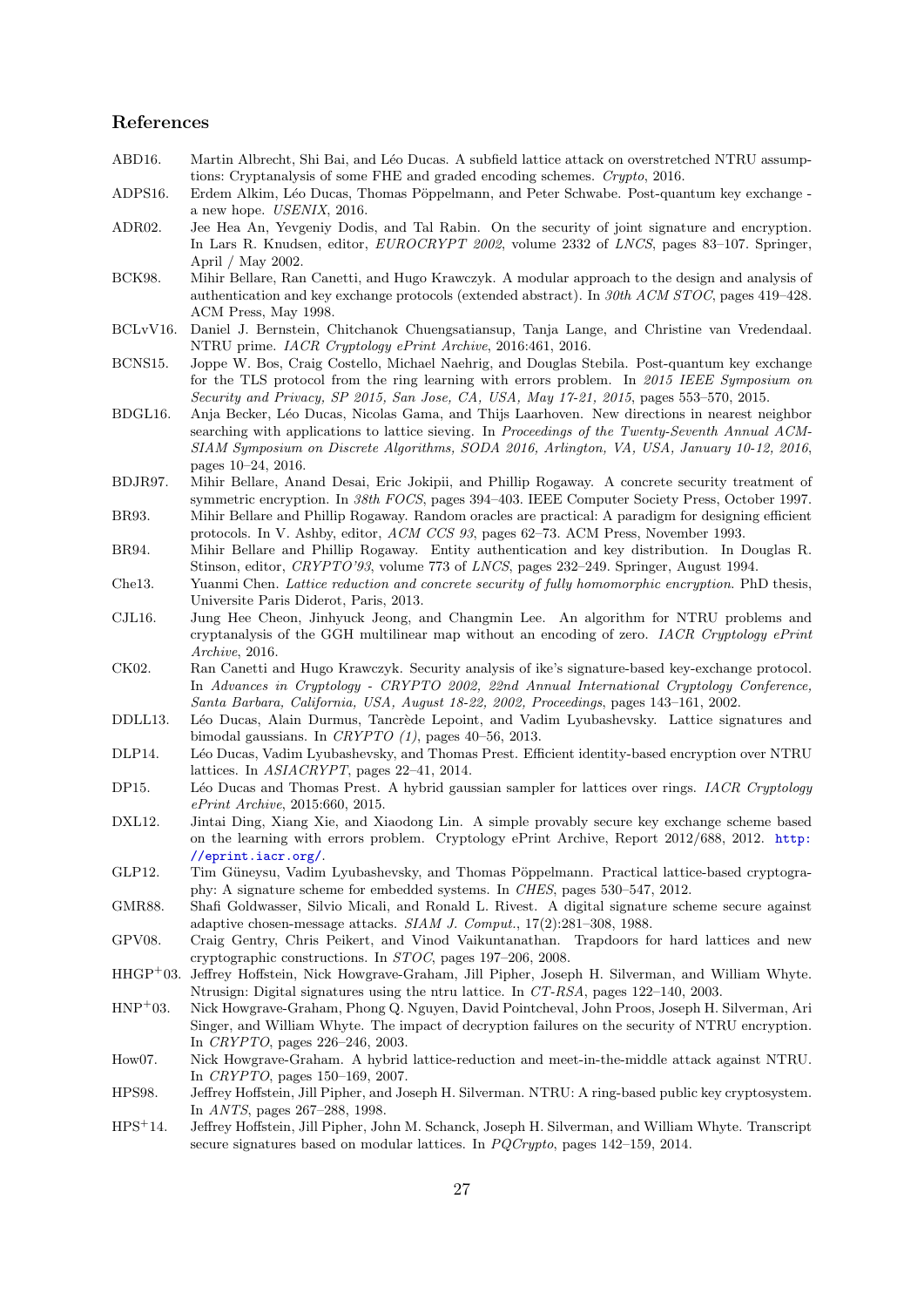## References

- ABD16. Martin Albrecht, Shi Bai, and Léo Ducas. A subfield lattice attack on overstretched NTRU assumptions: Cryptanalysis of some FHE and graded encoding schemes. *Crypto*, 2016.
- ADPS16. Erdem Alkim, Léo Ducas, Thomas Pöppelmann, and Peter Schwabe. Post-quantum key exchange - a new hope. *USENIX*, 2016.
- ADR02. Jee Hea An, Yevgeniy Dodis, and Tal Rabin. On the security of joint signature and encryption. In Lars R. Knudsen, editor, *EUROCRYPT 2002*, volume 2332 of *LNCS*, pages 83–107. Springer, April / May 2002.
- BCK98. Mihir Bellare, Ran Canetti, and Hugo Krawczyk. A modular approach to the design and analysis of authentication and key exchange protocols (extended abstract). In *30th ACM STOC*, pages 419–428. ACM Press, May 1998.
- BCLvV16. Daniel J. Bernstein, Chitchanok Chuengsatiansup, Tanja Lange, and Christine van Vredendaal. NTRU prime. *IACR Cryptology ePrint Archive*, 2016:461, 2016.
- BCNS15. Joppe W. Bos, Craig Costello, Michael Naehrig, and Douglas Stebila. Post-quantum key exchange for the TLS protocol from the ring learning with errors problem. In *2015 IEEE Symposium on Security and Privacy, SP 2015, San Jose, CA, USA, May 17-21, 2015*, pages 553–570, 2015.
- BDGL16. Anja Becker, Léo Ducas, Nicolas Gama, and Thijs Laarhoven. New directions in nearest neighbor searching with applications to lattice sieving. In *Proceedings of the Twenty-Seventh Annual ACM-SIAM Symposium on Discrete Algorithms, SODA 2016, Arlington, VA, USA, January 10-12, 2016*, pages 10–24, 2016.
- BDJR97. Mihir Bellare, Anand Desai, Eric Jokipii, and Phillip Rogaway. A concrete security treatment of symmetric encryption. In *38th FOCS*, pages 394–403. IEEE Computer Society Press, October 1997.
- BR93. Mihir Bellare and Phillip Rogaway. Random oracles are practical: A paradigm for designing efficient protocols. In V. Ashby, editor, *ACM CCS 93*, pages 62–73. ACM Press, November 1993.
- BR94. Mihir Bellare and Phillip Rogaway. Entity authentication and key distribution. In Douglas R. Stinson, editor, *CRYPTO'93*, volume 773 of *LNCS*, pages 232–249. Springer, August 1994.
- Che13. Yuanmi Chen. *Lattice reduction and concrete security of fully homomorphic encryption*. PhD thesis, Universite Paris Diderot, Paris, 2013.
- CJL16. Jung Hee Cheon, Jinhyuck Jeong, and Changmin Lee. An algorithm for NTRU problems and cryptanalysis of the GGH multilinear map without an encoding of zero. *IACR Cryptology ePrint Archive*, 2016.
- CK02. Ran Canetti and Hugo Krawczyk. Security analysis of ike's signature-based key-exchange protocol. In *Advances in Cryptology - CRYPTO 2002, 22nd Annual International Cryptology Conference, Santa Barbara, California, USA, August 18-22, 2002, Proceedings*, pages 143–161, 2002.
- DDLL13. Léo Ducas, Alain Durmus, Tancrède Lepoint, and Vadim Lyubashevsky. Lattice signatures and bimodal gaussians. In *CRYPTO (1)*, pages 40–56, 2013.
- DLP14. Léo Ducas, Vadim Lyubashevsky, and Thomas Prest. Efficient identity-based encryption over NTRU lattices. In *ASIACRYPT*, pages 22–41, 2014.
- DP15. Léo Ducas and Thomas Prest. A hybrid gaussian sampler for lattices over rings. *IACR Cryptology ePrint Archive*, 2015:660, 2015.
- DXL12. Jintai Ding, Xiang Xie, and Xiaodong Lin. A simple provably secure key exchange scheme based on the learning with errors problem. Cryptology ePrint Archive, Report 2012/688, 2012. http://eprint.iacr.org/.
- GLP12. Tim Güneysu, Vadim Lyubashevsky, and Thomas Pöppelmann. Practical lattice-based cryptography: A signature scheme for embedded systems. In *CHES*, pages 530–547, 2012.
- GMR88. Shafi Goldwasser, Silvio Micali, and Ronald L. Rivest. A digital signature scheme secure against adaptive chosen-message attacks. *SIAM J. Comput.*, 17(2):281–308, 1988.
- GPV08. Craig Gentry, Chris Peikert, and Vinod Vaikuntanathan. Trapdoors for hard lattices and new cryptographic constructions. In *STOC*, pages 197–206, 2008.
- HHGP+03. Jeffrey Hoffstein, Nick Howgrave-Graham, Jill Pipher, Joseph H. Silverman, and William Whyte. Ntrusign: Digital signatures using the ntru lattice. In *CT-RSA*, pages 122–140, 2003.
- HNP+03. Nick Howgrave-Graham, Phong Q. Nguyen, David Pointcheval, John Proos, Joseph H. Silverman, Ari Singer, and William Whyte. The impact of decryption failures on the security of NTRU encryption. In *CRYPTO*, pages 226–246, 2003.
- How07. Nick Howgrave-Graham. A hybrid lattice-reduction and meet-in-the-middle attack against NTRU. In *CRYPTO*, pages 150–169, 2007.
- HPS98. Jeffrey Hoffstein, Jill Pipher, and Joseph H. Silverman. NTRU: A ring-based public key cryptosystem. In *ANTS*, pages 267–288, 1998.
- HPS+14. Jeffrey Hoffstein, Jill Pipher, John M. Schanck, Joseph H. Silverman, and William Whyte. Transcript secure signatures based on modular lattices. In *PQCrypto*, pages 142–159, 2014.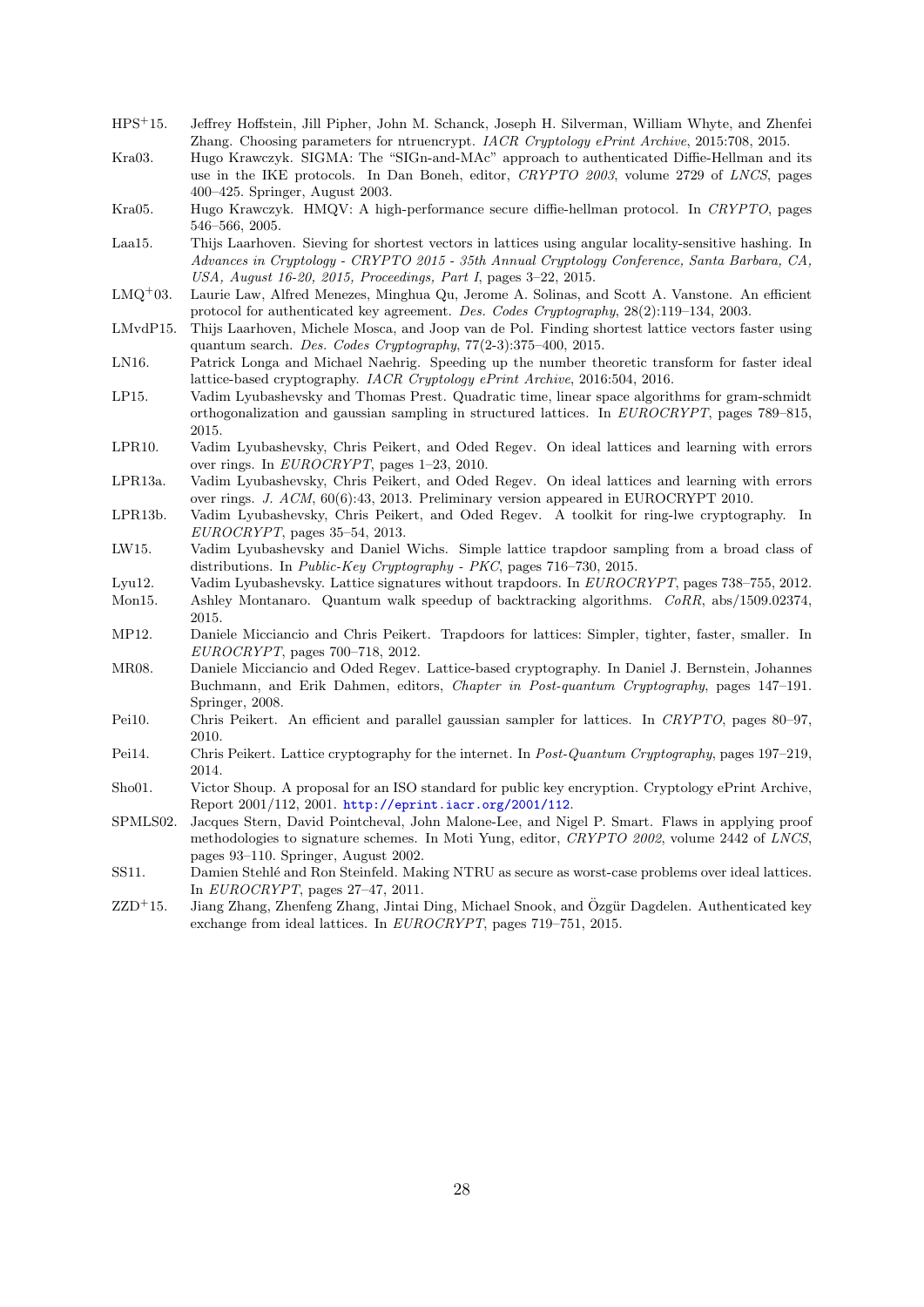HPS[+]15. Jeffrey Hoffstein, Jill Pipher, John M. Schanck, Joseph H. Silverman, William Whyte, and Zhenfei Zhang. Choosing parameters for ntruencrypt. *IACR Cryptology ePrint Archive*, 2015:708, 2015.

Kra03. Hugo Krawczyk. SIGMA: The "SIGn-and-MAc" approach to authenticated Diffie-Hellman and its use in the IKE protocols. In Dan Boneh, editor, *CRYPTO 2003*, volume 2729 of *LNCS*, pages 400–425. Springer, August 2003.

Kra05. Hugo Krawczyk. HMQV: A high-performance secure diffie-hellman protocol. In *CRYPTO*, pages 546–566, 2005.

Laa15. Thijs Laarhoven. Sieving for shortest vectors in lattices using angular locality-sensitive hashing. In *Advances in Cryptology - CRYPTO 2015 - 35th Annual Cryptology Conference, Santa Barbara, CA, USA, August 16-20, 2015, Proceedings, Part I*, pages 3–22, 2015.

LMQ[+]03. Laurie Law, Alfred Menezes, Minghua Qu, Jerome A. Solinas, and Scott A. Vanstone. An efficient protocol for authenticated key agreement. *Des. Codes Cryptography*, 28(2):119–134, 2003.

LMvdP15. Thijs Laarhoven, Michele Mosca, and Joop van de Pol. Finding shortest lattice vectors faster using quantum search. *Des. Codes Cryptography*, 77(2-3):375–400, 2015.

LN16. Patrick Longa and Michael Naehrig. Speeding up the number theoretic transform for faster ideal lattice-based cryptography. *IACR Cryptology ePrint Archive*, 2016:504, 2016.

LP15. Vadim Lyubashevsky and Thomas Prest. Quadratic time, linear space algorithms for gram-schmidt orthogonalization and gaussian sampling in structured lattices. In *EUROCRYPT*, pages 789–815, 2015.

LPR10. Vadim Lyubashevsky, Chris Peikert, and Oded Regev. On ideal lattices and learning with errors over rings. In *EUROCRYPT*, pages 1–23, 2010.

LPR13a. Vadim Lyubashevsky, Chris Peikert, and Oded Regev. On ideal lattices and learning with errors over rings. *J. ACM*, 60(6):43, 2013. Preliminary version appeared in EUROCRYPT 2010.

LPR13b. Vadim Lyubashevsky, Chris Peikert, and Oded Regev. A toolkit for ring-lwe cryptography. In *EUROCRYPT*, pages 35–54, 2013.

LW15. Vadim Lyubashevsky and Daniel Wichs. Simple lattice trapdoor sampling from a broad class of distributions. In *Public-Key Cryptography - PKC*, pages 716–730, 2015.

Lyu12. Vadim Lyubashevsky. Lattice signatures without trapdoors. In *EUROCRYPT*, pages 738–755, 2012.

Mon15. Ashley Montanaro. Quantum walk speedup of backtracking algorithms. *CoRR*, abs/1509.02374, 2015.

MP12. Daniele Micciancio and Chris Peikert. Trapdoors for lattices: Simpler, tighter, faster, smaller. In *EUROCRYPT*, pages 700–718, 2012.

MR08. Daniele Micciancio and Oded Regev. Lattice-based cryptography. In Daniel J. Bernstein, Johannes Buchmann, and Erik Dahmen, editors, *Chapter in Post-quantum Cryptography*, pages 147–191. Springer, 2008.

Pei10. Chris Peikert. An efficient and parallel gaussian sampler for lattices. In *CRYPTO*, pages 80–97, 2010.

Pei14. Chris Peikert. Lattice cryptography for the internet. In *Post-Quantum Cryptography*, pages 197–219, 2014.

Sho01. Victor Shoup. A proposal for an ISO standard for public key encryption. Cryptology ePrint Archive, Report 2001/112, 2001. http://eprint.iacr.org/2001/112.

SPMLS02. Jacques Stern, David Pointcheval, John Malone-Lee, and Nigel P. Smart. Flaws in applying proof methodologies to signature schemes. In Moti Yung, editor, *CRYPTO 2002*, volume 2442 of *LNCS*, pages 93–110. Springer, August 2002.

SS11. Damien Stehlé and Ron Steinfeld. Making NTRU as secure as worst-case problems over ideal lattices. In *EUROCRYPT*, pages 27–47, 2011.

ZZD[+]15. Jiang Zhang, Zhenfeng Zhang, Jintai Ding, Michael Snook, and Özgür Dagdelen. Authenticated key exchange from ideal lattices. In *EUROCRYPT*, pages 719–751, 2015.